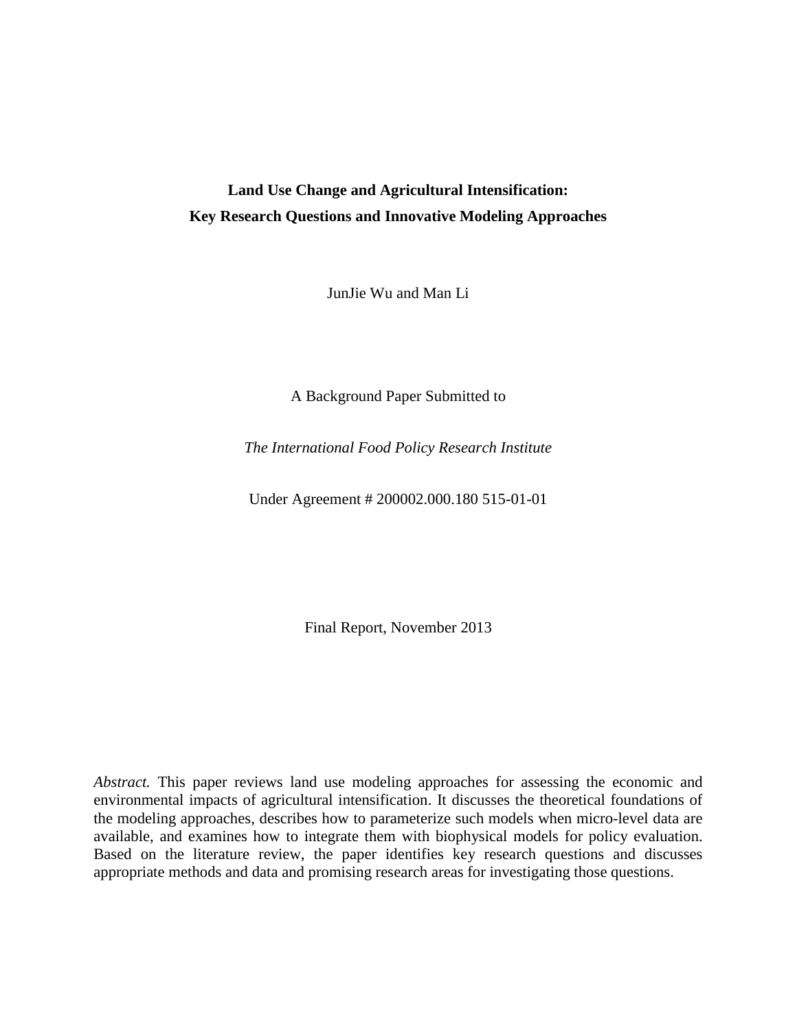# Land Use Change and Agricultural Intensification:
# Key Research Questions and Innovative Modeling Approaches

JunJie Wu and Man Li

A Background Paper Submitted to

*The International Food Policy Research Institute*

Under Agreement # 200002.000.180 515-01-01

Final Report, November 2013

*Abstract.* This paper reviews land use modeling approaches for assessing the economic and environmental impacts of agricultural intensification. It discusses the theoretical foundations of the modeling approaches, describes how to parameterize such models when micro-level data are available, and examines how to integrate them with biophysical models for policy evaluation. Based on the literature review, the paper identifies key research questions and discusses appropriate methods and data and promising research areas for investigating those questions.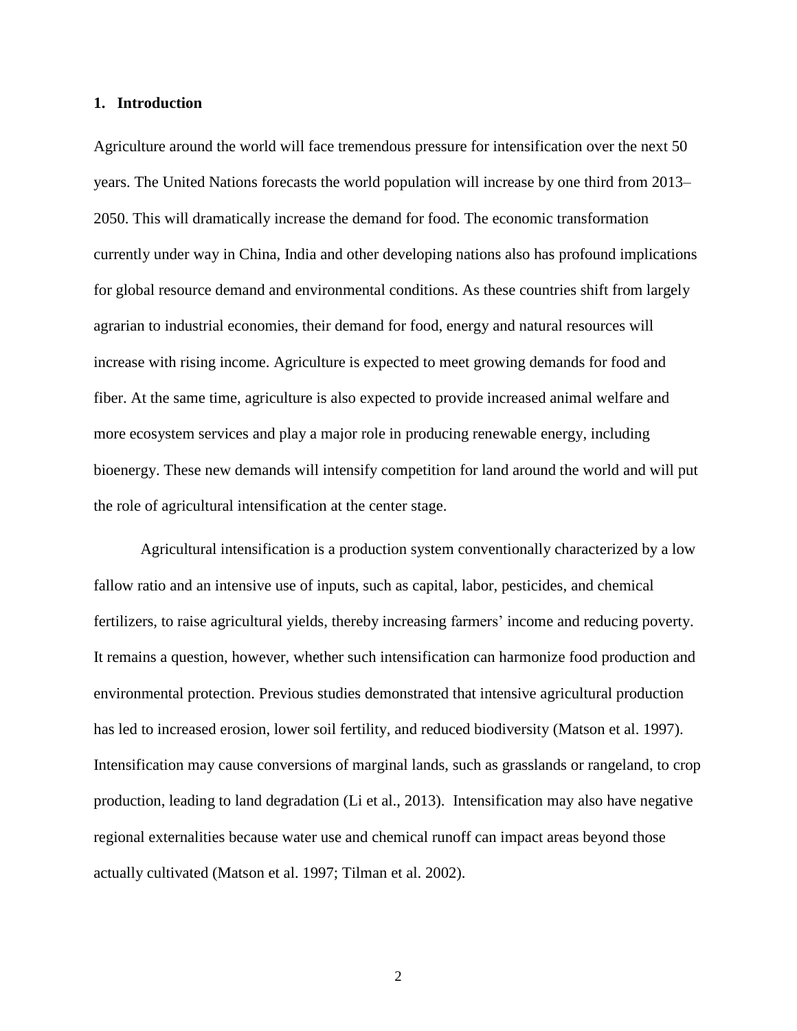## 1. Introduction

Agriculture around the world will face tremendous pressure for intensification over the next 50 years. The United Nations forecasts the world population will increase by one third from 2013–2050. This will dramatically increase the demand for food. The economic transformation currently under way in China, India and other developing nations also has profound implications for global resource demand and environmental conditions. As these countries shift from largely agrarian to industrial economies, their demand for food, energy and natural resources will increase with rising income. Agriculture is expected to meet growing demands for food and fiber. At the same time, agriculture is also expected to provide increased animal welfare and more ecosystem services and play a major role in producing renewable energy, including bioenergy. These new demands will intensify competition for land around the world and will put the role of agricultural intensification at the center stage.

Agricultural intensification is a production system conventionally characterized by a low fallow ratio and an intensive use of inputs, such as capital, labor, pesticides, and chemical fertilizers, to raise agricultural yields, thereby increasing farmers' income and reducing poverty. It remains a question, however, whether such intensification can harmonize food production and environmental protection. Previous studies demonstrated that intensive agricultural production has led to increased erosion, lower soil fertility, and reduced biodiversity (Matson et al. 1997). Intensification may cause conversions of marginal lands, such as grasslands or rangeland, to crop production, leading to land degradation (Li et al., 2013). Intensification may also have negative regional externalities because water use and chemical runoff can impact areas beyond those actually cultivated (Matson et al. 1997; Tilman et al. 2002).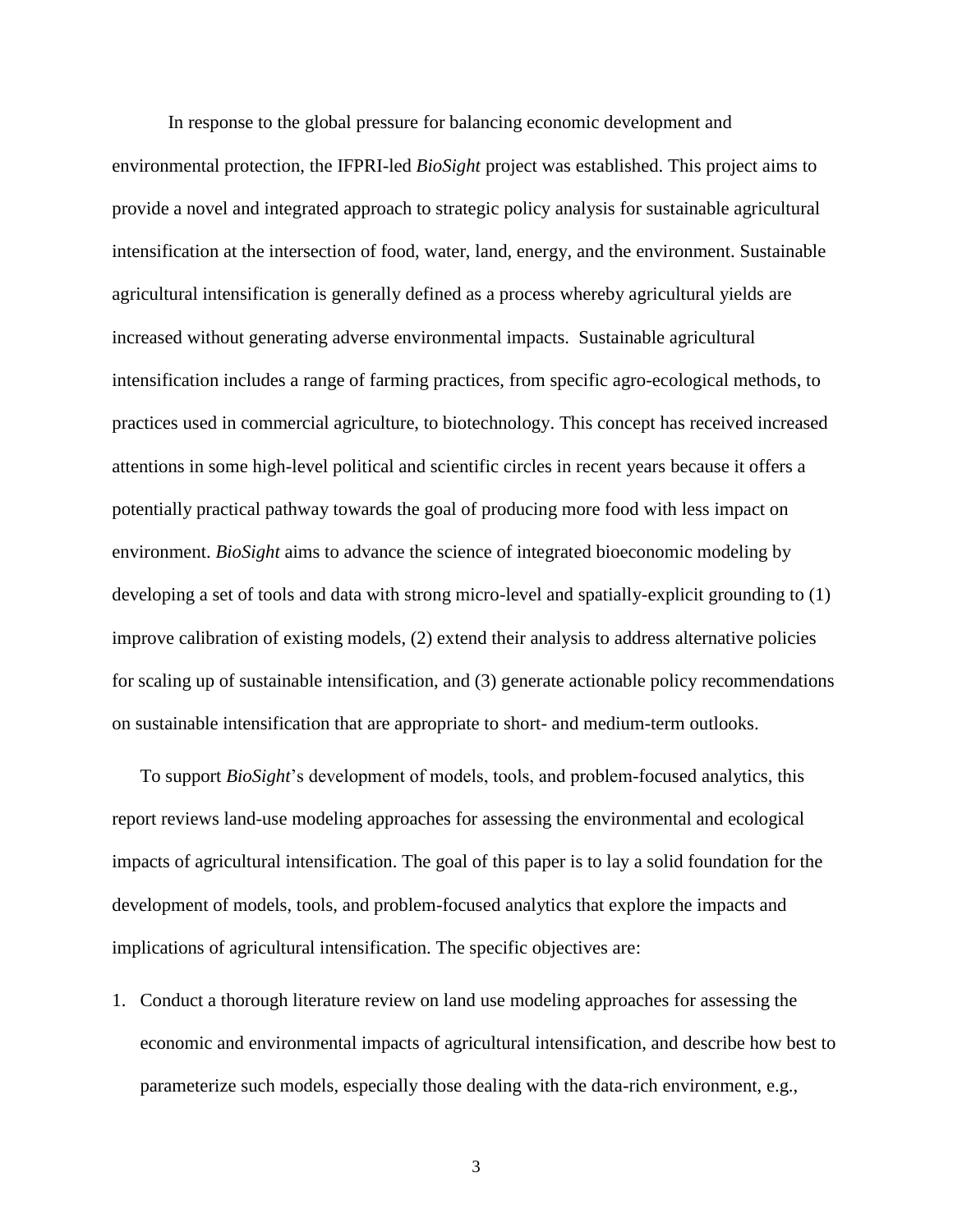In response to the global pressure for balancing economic development and environmental protection, the IFPRI-led *BioSight* project was established. This project aims to provide a novel and integrated approach to strategic policy analysis for sustainable agricultural intensification at the intersection of food, water, land, energy, and the environment. Sustainable agricultural intensification is generally defined as a process whereby agricultural yields are increased without generating adverse environmental impacts. Sustainable agricultural intensification includes a range of farming practices, from specific agro-ecological methods, to practices used in commercial agriculture, to biotechnology. This concept has received increased attentions in some high-level political and scientific circles in recent years because it offers a potentially practical pathway towards the goal of producing more food with less impact on environment. *BioSight* aims to advance the science of integrated bioeconomic modeling by developing a set of tools and data with strong micro-level and spatially-explicit grounding to (1) improve calibration of existing models, (2) extend their analysis to address alternative policies for scaling up of sustainable intensification, and (3) generate actionable policy recommendations on sustainable intensification that are appropriate to short- and medium-term outlooks.

To support *BioSight*'s development of models, tools, and problem-focused analytics, this report reviews land-use modeling approaches for assessing the environmental and ecological impacts of agricultural intensification. The goal of this paper is to lay a solid foundation for the development of models, tools, and problem-focused analytics that explore the impacts and implications of agricultural intensification. The specific objectives are:

1. Conduct a thorough literature review on land use modeling approaches for assessing the economic and environmental impacts of agricultural intensification, and describe how best to parameterize such models, especially those dealing with the data-rich environment, e.g.,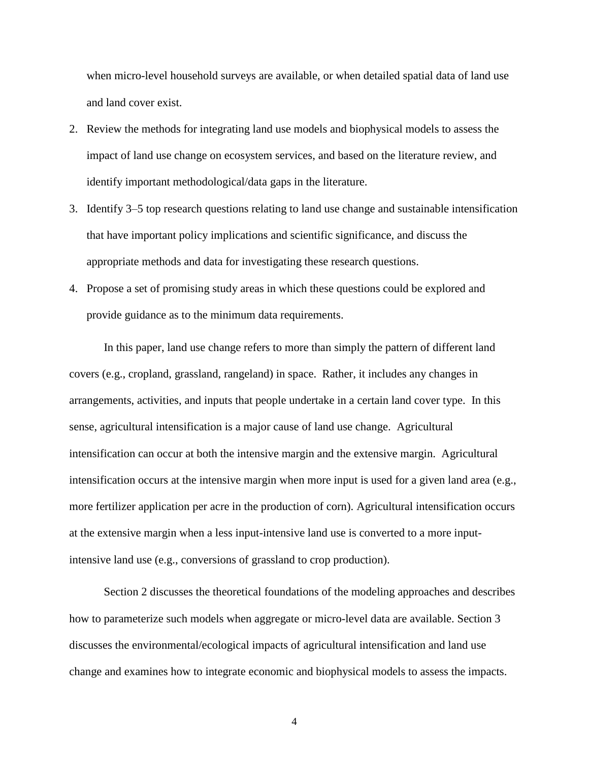when micro-level household surveys are available, or when detailed spatial data of land use and land cover exist.

2. Review the methods for integrating land use models and biophysical models to assess the impact of land use change on ecosystem services, and based on the literature review, and identify important methodological/data gaps in the literature.
3. Identify 3–5 top research questions relating to land use change and sustainable intensification that have important policy implications and scientific significance, and discuss the appropriate methods and data for investigating these research questions.
4. Propose a set of promising study areas in which these questions could be explored and provide guidance as to the minimum data requirements.

In this paper, land use change refers to more than simply the pattern of different land covers (e.g., cropland, grassland, rangeland) in space. Rather, it includes any changes in arrangements, activities, and inputs that people undertake in a certain land cover type. In this sense, agricultural intensification is a major cause of land use change. Agricultural intensification can occur at both the intensive margin and the extensive margin. Agricultural intensification occurs at the intensive margin when more input is used for a given land area (e.g., more fertilizer application per acre in the production of corn). Agricultural intensification occurs at the extensive margin when a less input-intensive land use is converted to a more input-intensive land use (e.g., conversions of grassland to crop production).

Section 2 discusses the theoretical foundations of the modeling approaches and describes how to parameterize such models when aggregate or micro-level data are available. Section 3 discusses the environmental/ecological impacts of agricultural intensification and land use change and examines how to integrate economic and biophysical models to assess the impacts.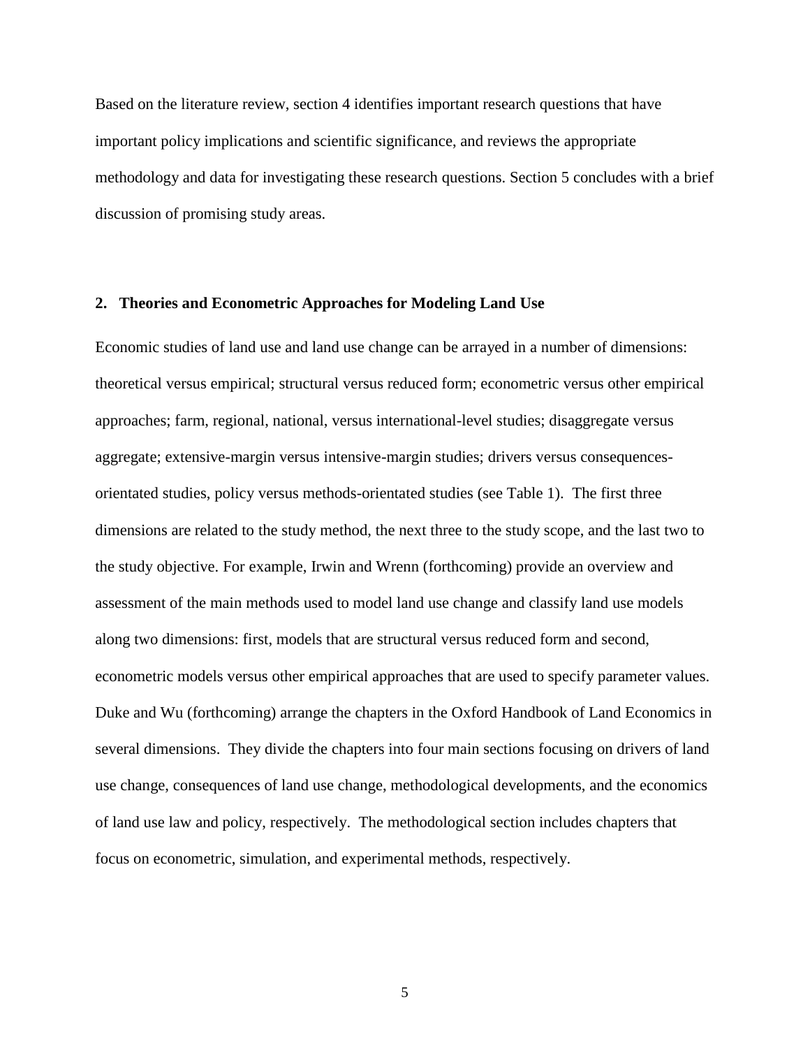Based on the literature review, section 4 identifies important research questions that have important policy implications and scientific significance, and reviews the appropriate methodology and data for investigating these research questions. Section 5 concludes with a brief discussion of promising study areas.

## 2. Theories and Econometric Approaches for Modeling Land Use

Economic studies of land use and land use change can be arrayed in a number of dimensions: theoretical versus empirical; structural versus reduced form; econometric versus other empirical approaches; farm, regional, national, versus international-level studies; disaggregate versus aggregate; extensive-margin versus intensive-margin studies; drivers versus consequences-orientated studies, policy versus methods-orientated studies (see Table 1). The first three dimensions are related to the study method, the next three to the study scope, and the last two to the study objective. For example, Irwin and Wrenn (forthcoming) provide an overview and assessment of the main methods used to model land use change and classify land use models along two dimensions: first, models that are structural versus reduced form and second, econometric models versus other empirical approaches that are used to specify parameter values. Duke and Wu (forthcoming) arrange the chapters in the Oxford Handbook of Land Economics in several dimensions. They divide the chapters into four main sections focusing on drivers of land use change, consequences of land use change, methodological developments, and the economics of land use law and policy, respectively. The methodological section includes chapters that focus on econometric, simulation, and experimental methods, respectively.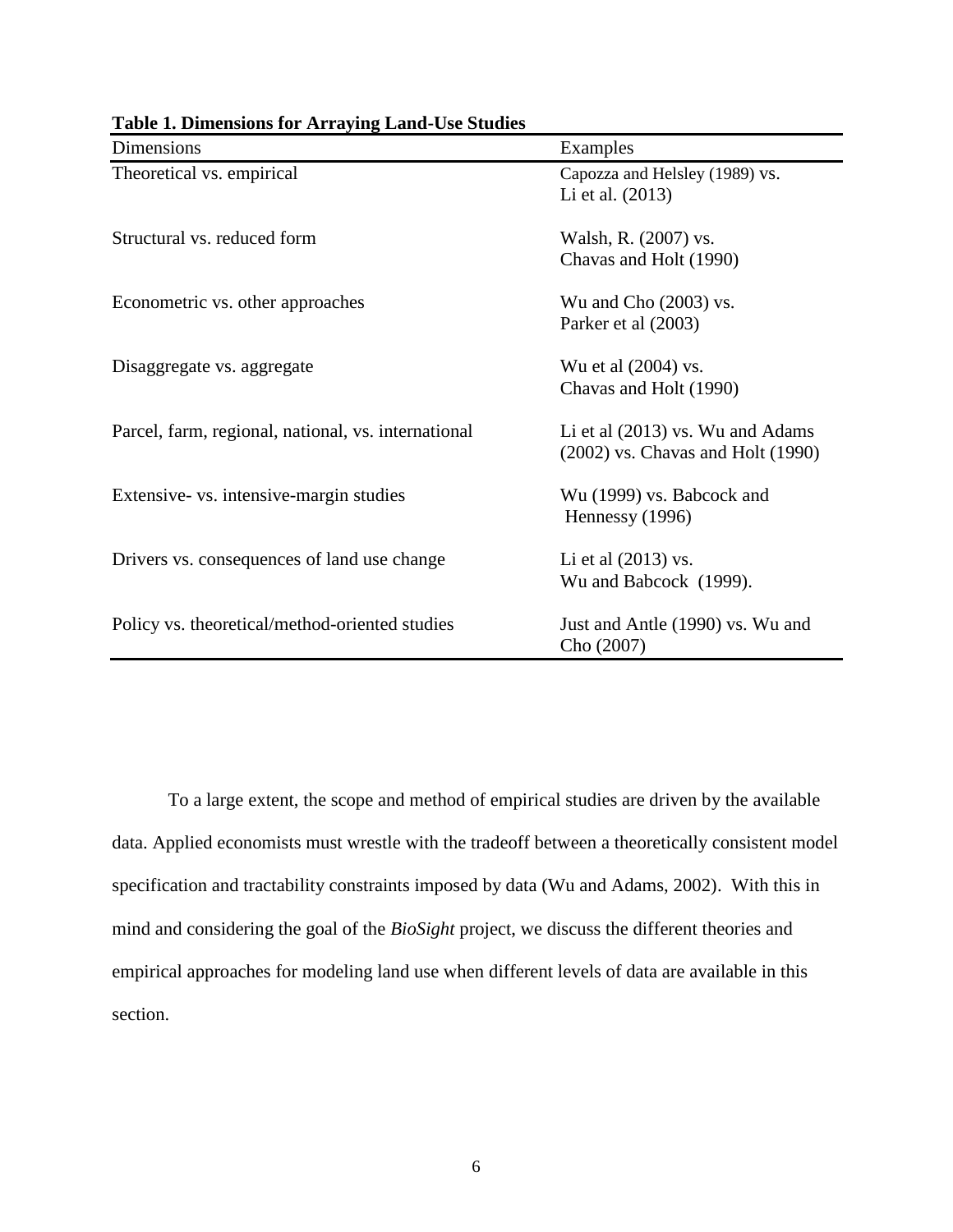**Table 1. Dimensions for Arraying Land-Use Studies**

| Dimensions | Examples |
|---|---|
| Theoretical vs. empirical | Capozza and Helsley (1989) vs. Li et al. (2013) |
| Structural vs. reduced form | Walsh, R. (2007) vs. Chavas and Holt (1990) |
| Econometric vs. other approaches | Wu and Cho (2003) vs. Parker et al (2003) |
| Disaggregate vs. aggregate | Wu et al (2004) vs. Chavas and Holt (1990) |
| Parcel, farm, regional, national, vs. international | Li et al (2013) vs. Wu and Adams (2002) vs. Chavas and Holt (1990) |
| Extensive- vs. intensive-margin studies | Wu (1999) vs. Babcock and Hennessy (1996) |
| Drivers vs. consequences of land use change | Li et al (2013) vs. Wu and Babcock (1999). |
| Policy vs. theoretical/method-oriented studies | Just and Antle (1990) vs. Wu and Cho (2007) |

To a large extent, the scope and method of empirical studies are driven by the available data. Applied economists must wrestle with the tradeoff between a theoretically consistent model specification and tractability constraints imposed by data (Wu and Adams, 2002). With this in mind and considering the goal of the *BioSight* project, we discuss the different theories and empirical approaches for modeling land use when different levels of data are available in this section.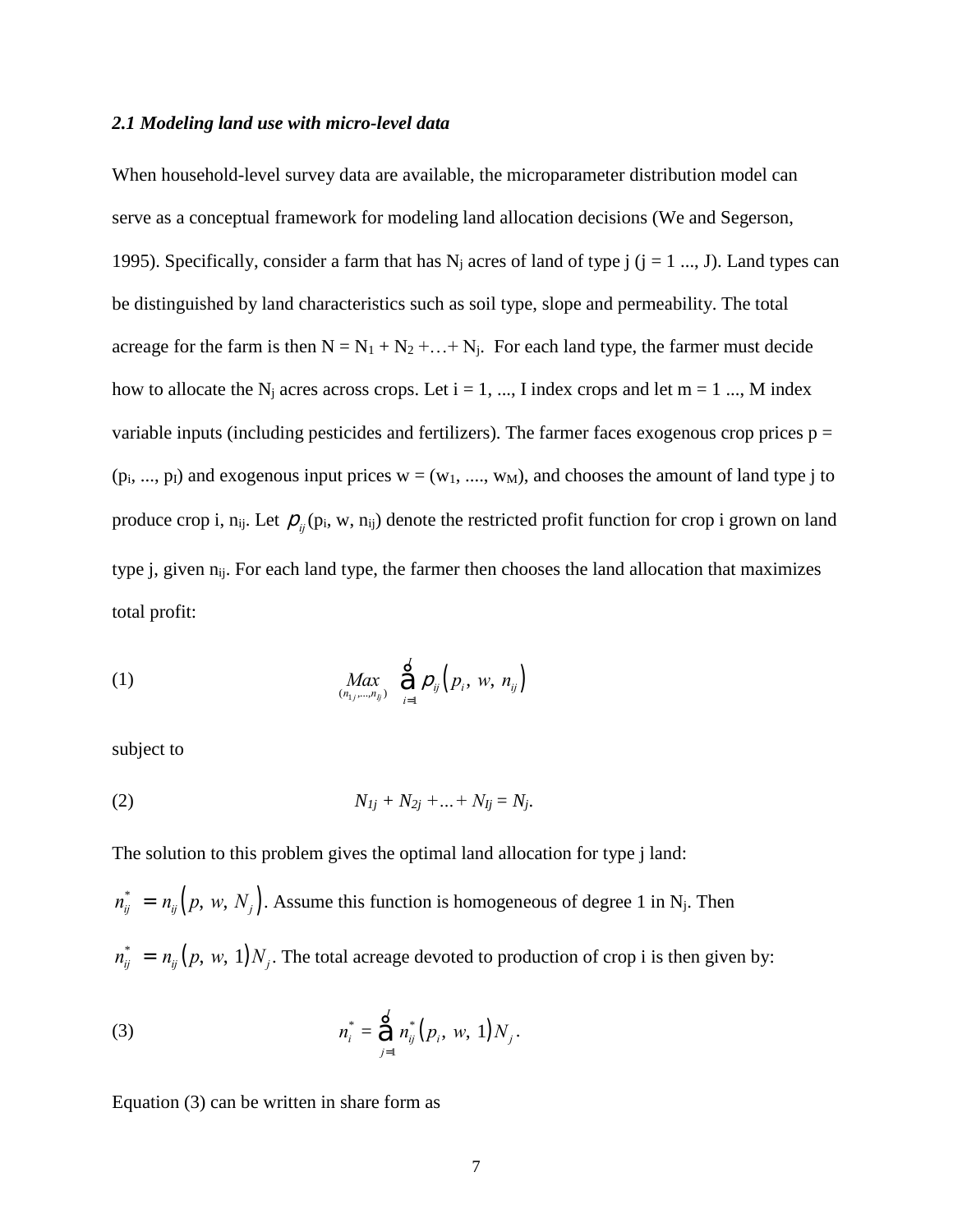### *2.1 Modeling land use with micro-level data*

When household-level survey data are available, the microparameter distribution model can serve as a conceptual framework for modeling land allocation decisions (We and Segerson, 1995). Specifically, consider a farm that has $N_j$ acres of land of type j (j = 1 ..., J). Land types can be distinguished by land characteristics such as soil type, slope and permeability. The total acreage for the farm is then $N = N_1 + N_2 + \ldots + N_j$. For each land type, the farmer must decide how to allocate the $N_j$ acres across crops. Let i = 1, ..., I index crops and let m = 1 ..., M index variable inputs (including pesticides and fertilizers). The farmer faces exogenous crop prices $p = (p_i, ..., p_I)$ and exogenous input prices $w = (w_1, ...., w_M)$, and chooses the amount of land type j to produce crop i, $n_{ij}$. Let $\pi_{ij}(p_i, w, n_{ij})$ denote the restricted profit function for crop i grown on land type j, given $n_{ij}$. For each land type, the farmer then chooses the land allocation that maximizes total profit:

$$\text{(1)} \qquad \underset{(n_{1j},\ldots,n_{Ij})}{Max} \sum_{i=1}^{I} \pi_{ij}\left(p_i,\, w,\, n_{ij}\right)$$

subject to

$$\text{(2)} \qquad N_{1j} + N_{2j} + \ldots + N_{Ij} = N_j.$$

The solution to this problem gives the optimal land allocation for type j land:

$n_{ij}^* = n_{ij}\left(p,\, w,\, N_j\right)$. Assume this function is homogeneous of degree 1 in $N_j$. Then

$n_{ij}^* = n_{ij}\left(p,\, w,\, 1\right)N_j$. The total acreage devoted to production of crop i is then given by:

$$\text{(3)} \qquad n_i^* = \sum_{j=1}^{J} n_{ij}^*\left(p_i,\, w,\, 1\right)N_j.$$

Equation (3) can be written in share form as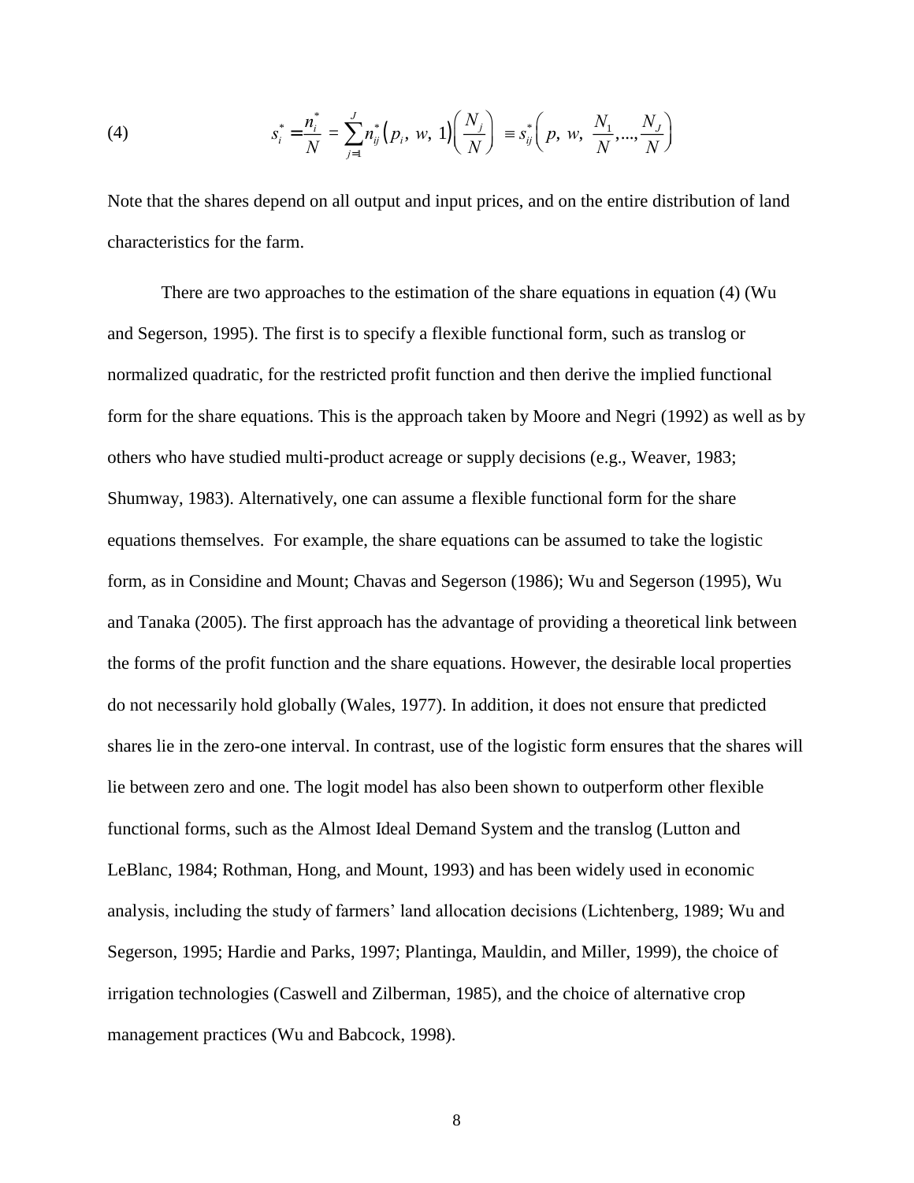$$s_i^* = \frac{n_i^*}{N} = \sum_{j=1}^{J} n_{ij}^*\left(p_i,\ w,\ 1\right)\left(\frac{N_j}{N}\right) \equiv s_{ij}^*\left(p,\ w,\ \frac{N_1}{N},...,\frac{N_J}{N}\right) \tag{4}$$

Note that the shares depend on all output and input prices, and on the entire distribution of land characteristics for the farm.

There are two approaches to the estimation of the share equations in equation (4) (Wu and Segerson, 1995). The first is to specify a flexible functional form, such as translog or normalized quadratic, for the restricted profit function and then derive the implied functional form for the share equations. This is the approach taken by Moore and Negri (1992) as well as by others who have studied multi-product acreage or supply decisions (e.g., Weaver, 1983; Shumway, 1983). Alternatively, one can assume a flexible functional form for the share equations themselves. For example, the share equations can be assumed to take the logistic form, as in Considine and Mount; Chavas and Segerson (1986); Wu and Segerson (1995), Wu and Tanaka (2005). The first approach has the advantage of providing a theoretical link between the forms of the profit function and the share equations. However, the desirable local properties do not necessarily hold globally (Wales, 1977). In addition, it does not ensure that predicted shares lie in the zero-one interval. In contrast, use of the logistic form ensures that the shares will lie between zero and one. The logit model has also been shown to outperform other flexible functional forms, such as the Almost Ideal Demand System and the translog (Lutton and LeBlanc, 1984; Rothman, Hong, and Mount, 1993) and has been widely used in economic analysis, including the study of farmers' land allocation decisions (Lichtenberg, 1989; Wu and Segerson, 1995; Hardie and Parks, 1997; Plantinga, Mauldin, and Miller, 1999), the choice of irrigation technologies (Caswell and Zilberman, 1985), and the choice of alternative crop management practices (Wu and Babcock, 1998).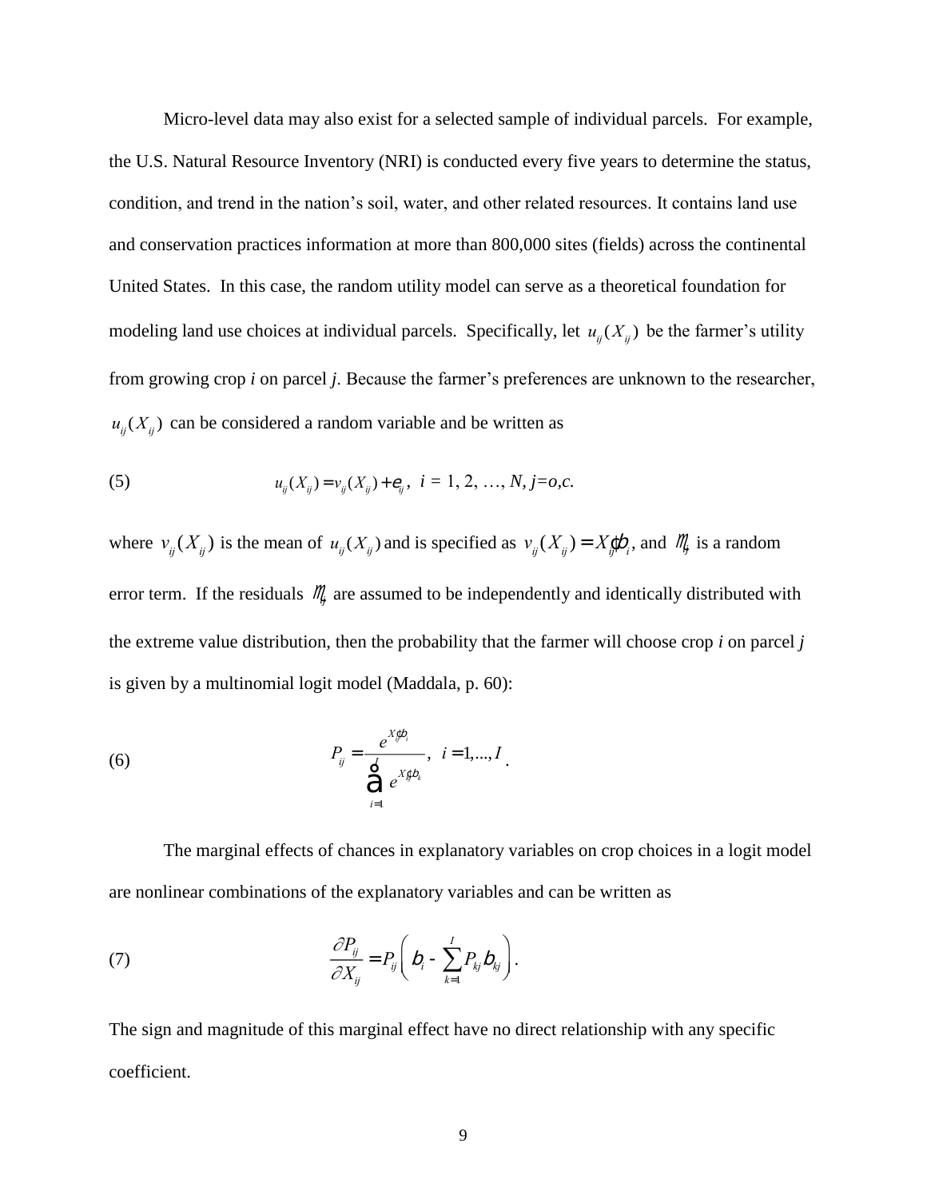Micro-level data may also exist for a selected sample of individual parcels. For example, the U.S. Natural Resource Inventory (NRI) is conducted every five years to determine the status, condition, and trend in the nation's soil, water, and other related resources. It contains land use and conservation practices information at more than 800,000 sites (fields) across the continental United States. In this case, the random utility model can serve as a theoretical foundation for modeling land use choices at individual parcels. Specifically, let $u_{ij}(X_{ij})$ be the farmer's utility from growing crop *i* on parcel *j*. Because the farmer's preferences are unknown to the researcher, $u_{ij}(X_{ij})$ can be considered a random variable and be written as

$$u_{ij}(X_{ij}) = v_{ij}(X_{ij}) + e_{ij}, \quad i = 1, 2, \ldots, N, \; j = o, c. \tag{5}$$

where $v_{ij}(X_{ij})$ is the mean of $u_{ij}(X_{ij})$ and is specified as $v_{ij}(X_{ij}) = X_{ij}'b_i$, and $e_{ij}$ is a random error term. If the residuals $e_{ij}$ are assumed to be independently and identically distributed with the extreme value distribution, then the probability that the farmer will choose crop *i* on parcel *j* is given by a multinomial logit model (Maddala, p. 60):

$$P_{ij} = \frac{e^{X_{ij}'b_i}}{\sum_{i=1}^{I} e^{X_{kj}'b_k}}, \quad i = 1, \ldots, I. \tag{6}$$

The marginal effects of chances in explanatory variables on crop choices in a logit model are nonlinear combinations of the explanatory variables and can be written as

$$\frac{\partial P_{ij}}{\partial X_{ij}} = P_{ij}\left( b_i - \sum_{k=1}^{I} P_{kj} b_{kj} \right). \tag{7}$$

The sign and magnitude of this marginal effect have no direct relationship with any specific coefficient.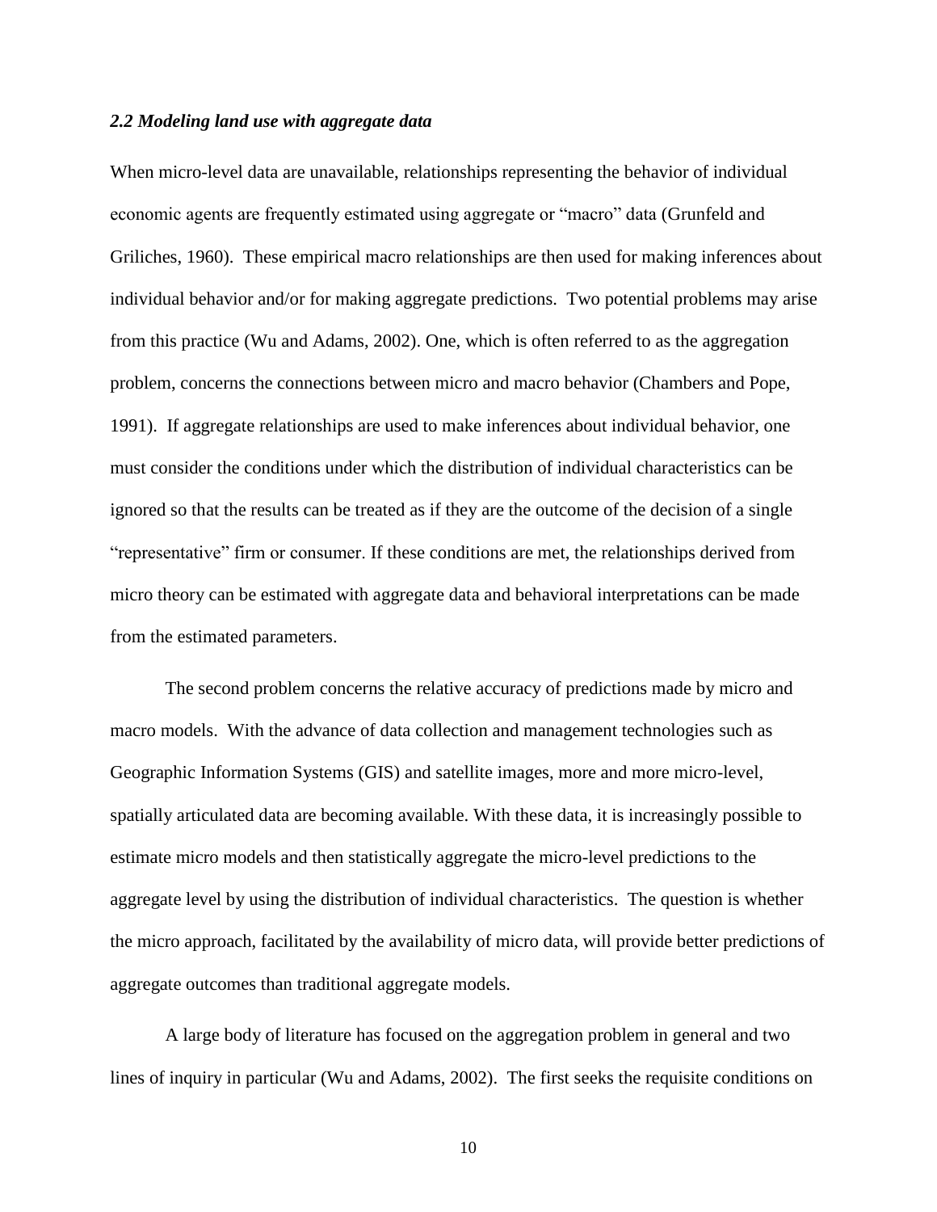### *2.2 Modeling land use with aggregate data*

When micro-level data are unavailable, relationships representing the behavior of individual economic agents are frequently estimated using aggregate or "macro" data (Grunfeld and Griliches, 1960). These empirical macro relationships are then used for making inferences about individual behavior and/or for making aggregate predictions. Two potential problems may arise from this practice (Wu and Adams, 2002). One, which is often referred to as the aggregation problem, concerns the connections between micro and macro behavior (Chambers and Pope, 1991). If aggregate relationships are used to make inferences about individual behavior, one must consider the conditions under which the distribution of individual characteristics can be ignored so that the results can be treated as if they are the outcome of the decision of a single "representative" firm or consumer. If these conditions are met, the relationships derived from micro theory can be estimated with aggregate data and behavioral interpretations can be made from the estimated parameters.

The second problem concerns the relative accuracy of predictions made by micro and macro models. With the advance of data collection and management technologies such as Geographic Information Systems (GIS) and satellite images, more and more micro-level, spatially articulated data are becoming available. With these data, it is increasingly possible to estimate micro models and then statistically aggregate the micro-level predictions to the aggregate level by using the distribution of individual characteristics. The question is whether the micro approach, facilitated by the availability of micro data, will provide better predictions of aggregate outcomes than traditional aggregate models.

A large body of literature has focused on the aggregation problem in general and two lines of inquiry in particular (Wu and Adams, 2002). The first seeks the requisite conditions on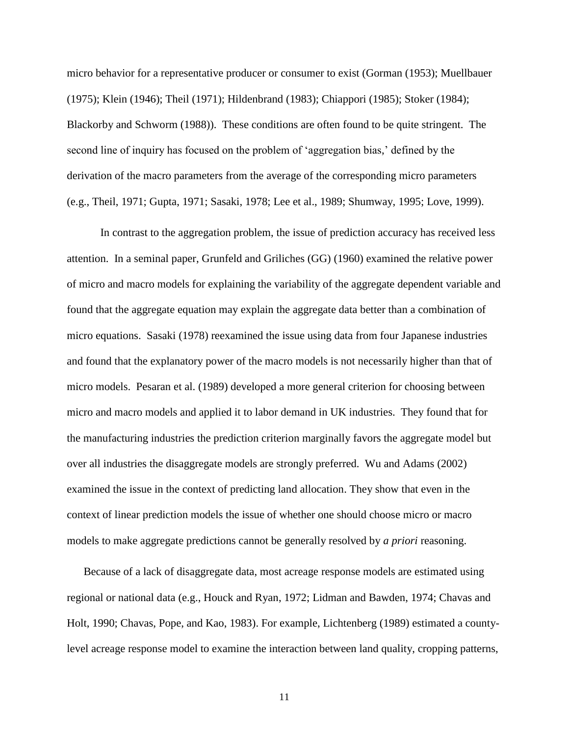micro behavior for a representative producer or consumer to exist (Gorman (1953); Muellbauer (1975); Klein (1946); Theil (1971); Hildenbrand (1983); Chiappori (1985); Stoker (1984); Blackorby and Schworm (1988)). These conditions are often found to be quite stringent. The second line of inquiry has focused on the problem of 'aggregation bias,' defined by the derivation of the macro parameters from the average of the corresponding micro parameters (e.g., Theil, 1971; Gupta, 1971; Sasaki, 1978; Lee et al., 1989; Shumway, 1995; Love, 1999).

In contrast to the aggregation problem, the issue of prediction accuracy has received less attention. In a seminal paper, Grunfeld and Griliches (GG) (1960) examined the relative power of micro and macro models for explaining the variability of the aggregate dependent variable and found that the aggregate equation may explain the aggregate data better than a combination of micro equations. Sasaki (1978) reexamined the issue using data from four Japanese industries and found that the explanatory power of the macro models is not necessarily higher than that of micro models. Pesaran et al. (1989) developed a more general criterion for choosing between micro and macro models and applied it to labor demand in UK industries. They found that for the manufacturing industries the prediction criterion marginally favors the aggregate model but over all industries the disaggregate models are strongly preferred. Wu and Adams (2002) examined the issue in the context of predicting land allocation. They show that even in the context of linear prediction models the issue of whether one should choose micro or macro models to make aggregate predictions cannot be generally resolved by *a priori* reasoning.

Because of a lack of disaggregate data, most acreage response models are estimated using regional or national data (e.g., Houck and Ryan, 1972; Lidman and Bawden, 1974; Chavas and Holt, 1990; Chavas, Pope, and Kao, 1983). For example, Lichtenberg (1989) estimated a county-level acreage response model to examine the interaction between land quality, cropping patterns,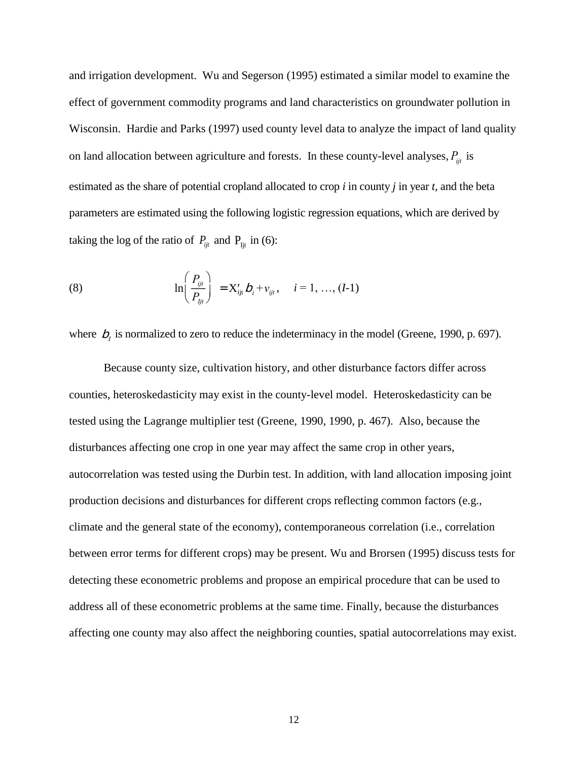and irrigation development. Wu and Segerson (1995) estimated a similar model to examine the effect of government commodity programs and land characteristics on groundwater pollution in Wisconsin. Hardie and Parks (1997) used county level data to analyze the impact of land quality on land allocation between agriculture and forests. In these county-level analyses, $P_{ijt}$ is estimated as the share of potential cropland allocated to crop *i* in county *j* in year *t*, and the beta parameters are estimated using the following logistic regression equations, which are derived by taking the log of the ratio of $P_{ijt}$ and $P_{Ijt}$ in (6):

$$\text{(8)} \qquad \ln\left(\frac{P_{ijt}}{P_{Ijt}}\right) = X'_{ijt} b_i + v_{ijt}, \quad i = 1, \ldots, (I\text{-}1)$$

where $b_I$ is normalized to zero to reduce the indeterminacy in the model (Greene, 1990, p. 697).

Because county size, cultivation history, and other disturbance factors differ across counties, heteroskedasticity may exist in the county-level model. Heteroskedasticity can be tested using the Lagrange multiplier test (Greene, 1990, 1990, p. 467). Also, because the disturbances affecting one crop in one year may affect the same crop in other years, autocorrelation was tested using the Durbin test. In addition, with land allocation imposing joint production decisions and disturbances for different crops reflecting common factors (e.g., climate and the general state of the economy), contemporaneous correlation (i.e., correlation between error terms for different crops) may be present. Wu and Brorsen (1995) discuss tests for detecting these econometric problems and propose an empirical procedure that can be used to address all of these econometric problems at the same time. Finally, because the disturbances affecting one county may also affect the neighboring counties, spatial autocorrelations may exist.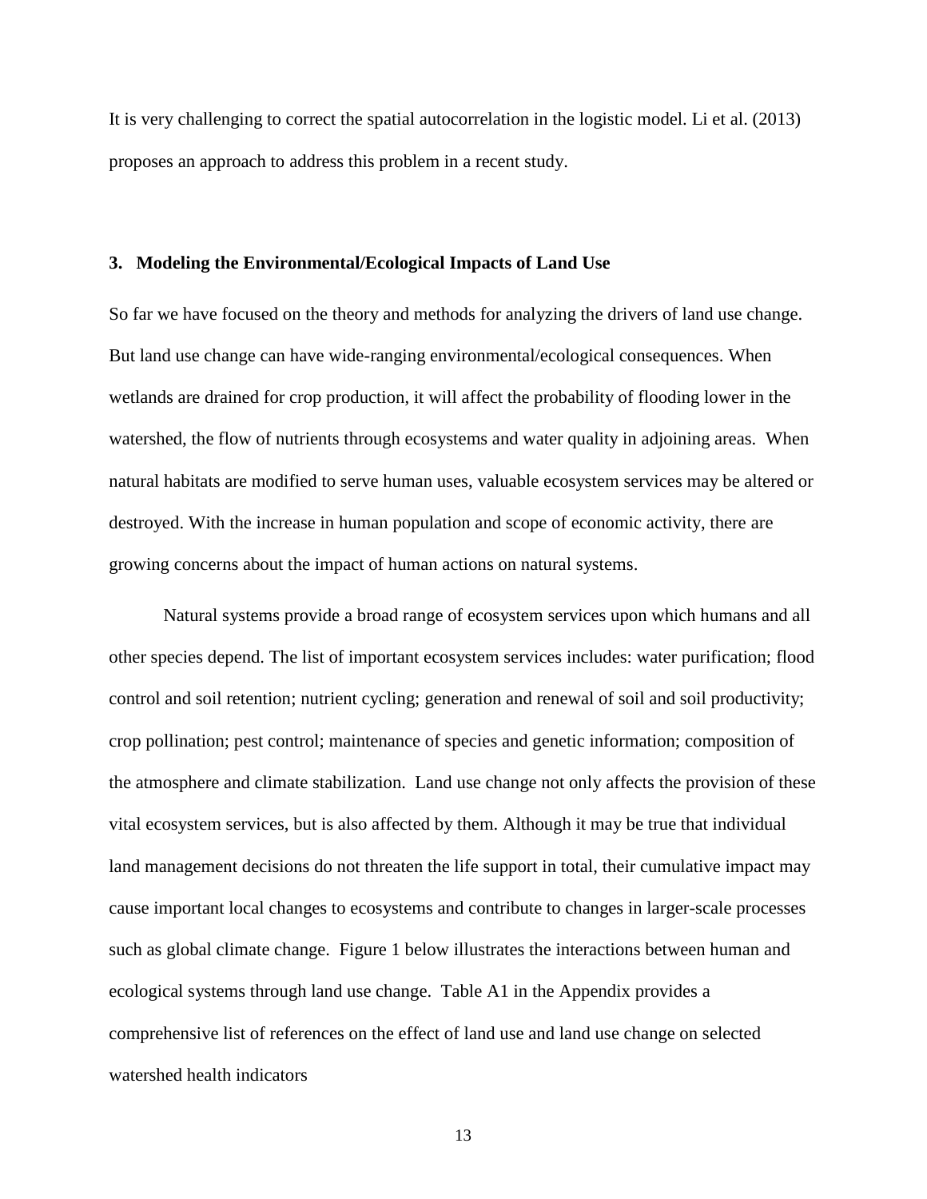It is very challenging to correct the spatial autocorrelation in the logistic model. Li et al. (2013) proposes an approach to address this problem in a recent study.

## 3. Modeling the Environmental/Ecological Impacts of Land Use

So far we have focused on the theory and methods for analyzing the drivers of land use change. But land use change can have wide-ranging environmental/ecological consequences. When wetlands are drained for crop production, it will affect the probability of flooding lower in the watershed, the flow of nutrients through ecosystems and water quality in adjoining areas. When natural habitats are modified to serve human uses, valuable ecosystem services may be altered or destroyed. With the increase in human population and scope of economic activity, there are growing concerns about the impact of human actions on natural systems.

Natural systems provide a broad range of ecosystem services upon which humans and all other species depend. The list of important ecosystem services includes: water purification; flood control and soil retention; nutrient cycling; generation and renewal of soil and soil productivity; crop pollination; pest control; maintenance of species and genetic information; composition of the atmosphere and climate stabilization. Land use change not only affects the provision of these vital ecosystem services, but is also affected by them. Although it may be true that individual land management decisions do not threaten the life support in total, their cumulative impact may cause important local changes to ecosystems and contribute to changes in larger-scale processes such as global climate change. Figure 1 below illustrates the interactions between human and ecological systems through land use change. Table A1 in the Appendix provides a comprehensive list of references on the effect of land use and land use change on selected watershed health indicators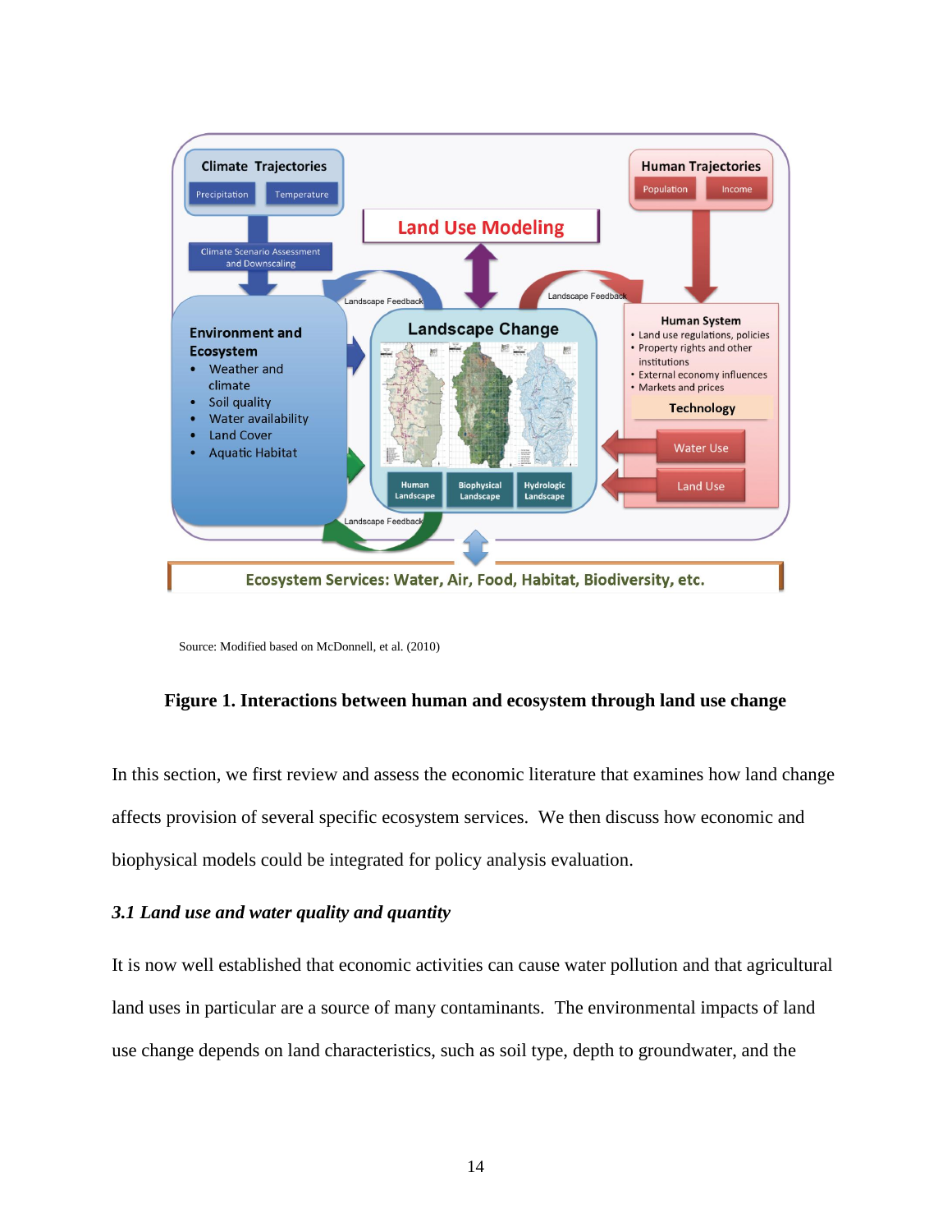Source: Modified based on McDonnell, et al. (2010)

**Figure 1. Interactions between human and ecosystem through land use change**

In this section, we first review and assess the economic literature that examines how land change affects provision of several specific ecosystem services. We then discuss how economic and biophysical models could be integrated for policy analysis evaluation.

### *3.1 Land use and water quality and quantity*

It is now well established that economic activities can cause water pollution and that agricultural land uses in particular are a source of many contaminants. The environmental impacts of land use change depends on land characteristics, such as soil type, depth to groundwater, and the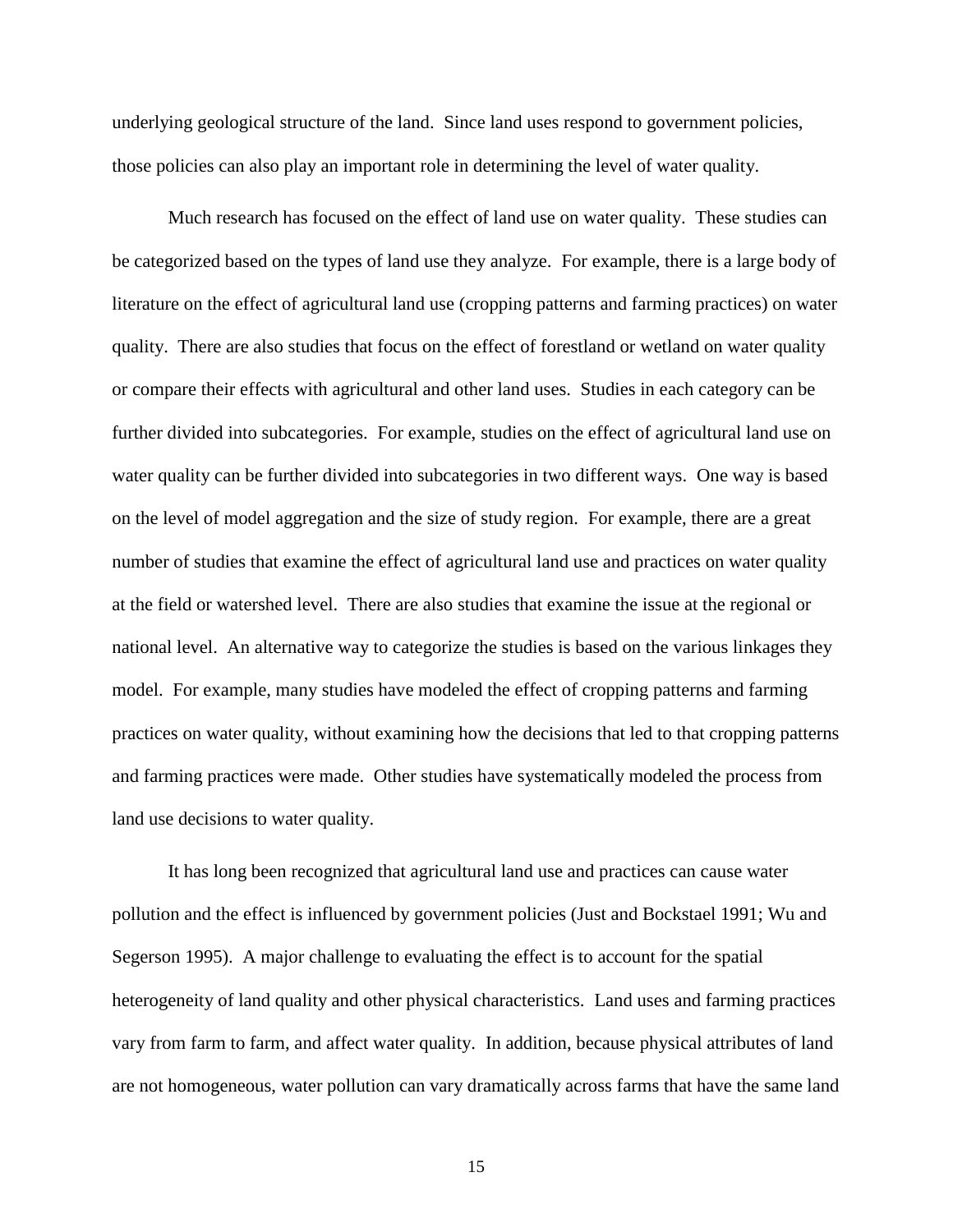underlying geological structure of the land. Since land uses respond to government policies, those policies can also play an important role in determining the level of water quality.

Much research has focused on the effect of land use on water quality. These studies can be categorized based on the types of land use they analyze. For example, there is a large body of literature on the effect of agricultural land use (cropping patterns and farming practices) on water quality. There are also studies that focus on the effect of forestland or wetland on water quality or compare their effects with agricultural and other land uses. Studies in each category can be further divided into subcategories. For example, studies on the effect of agricultural land use on water quality can be further divided into subcategories in two different ways. One way is based on the level of model aggregation and the size of study region. For example, there are a great number of studies that examine the effect of agricultural land use and practices on water quality at the field or watershed level. There are also studies that examine the issue at the regional or national level. An alternative way to categorize the studies is based on the various linkages they model. For example, many studies have modeled the effect of cropping patterns and farming practices on water quality, without examining how the decisions that led to that cropping patterns and farming practices were made. Other studies have systematically modeled the process from land use decisions to water quality.

It has long been recognized that agricultural land use and practices can cause water pollution and the effect is influenced by government policies (Just and Bockstael 1991; Wu and Segerson 1995). A major challenge to evaluating the effect is to account for the spatial heterogeneity of land quality and other physical characteristics. Land uses and farming practices vary from farm to farm, and affect water quality. In addition, because physical attributes of land are not homogeneous, water pollution can vary dramatically across farms that have the same land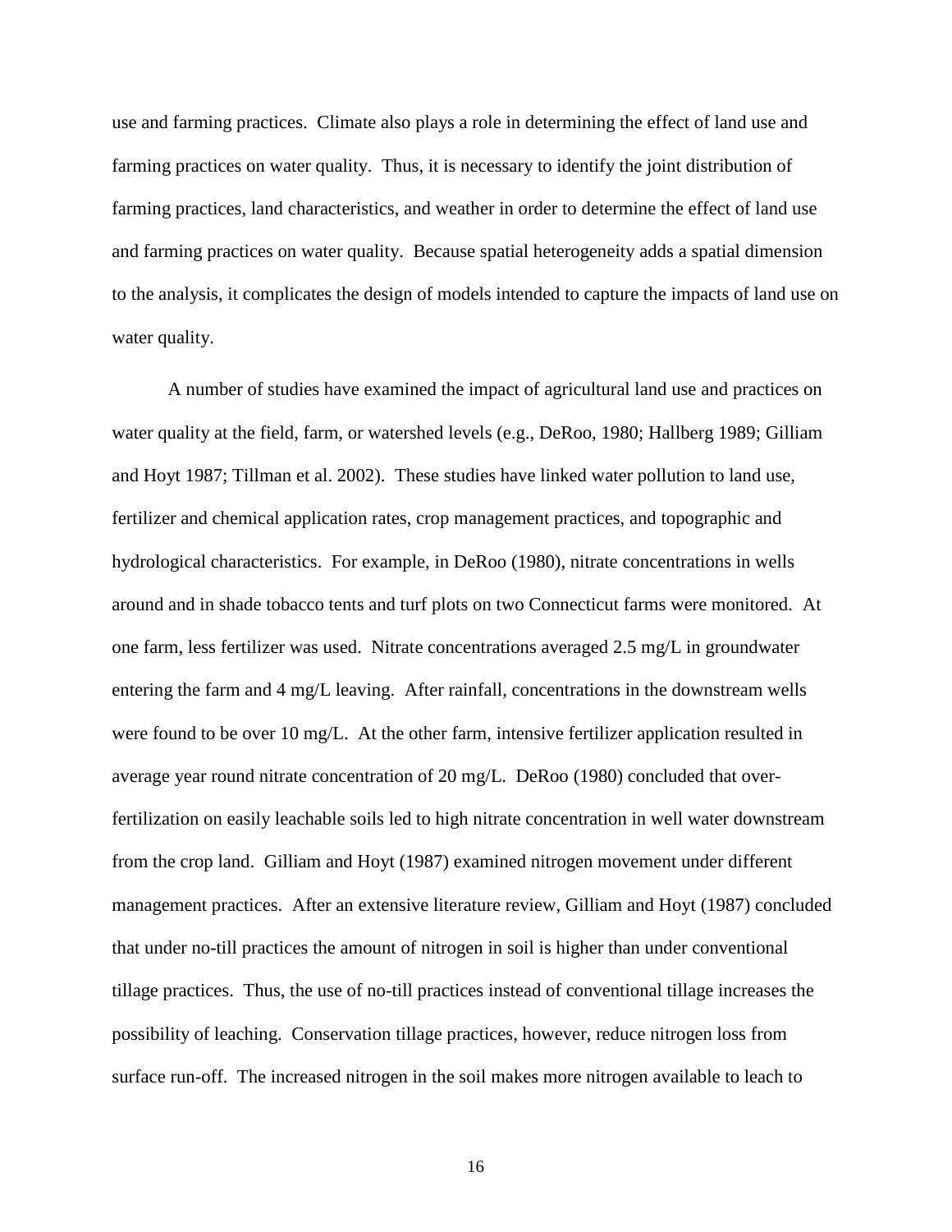use and farming practices. Climate also plays a role in determining the effect of land use and farming practices on water quality. Thus, it is necessary to identify the joint distribution of farming practices, land characteristics, and weather in order to determine the effect of land use and farming practices on water quality. Because spatial heterogeneity adds a spatial dimension to the analysis, it complicates the design of models intended to capture the impacts of land use on water quality.

A number of studies have examined the impact of agricultural land use and practices on water quality at the field, farm, or watershed levels (e.g., DeRoo, 1980; Hallberg 1989; Gilliam and Hoyt 1987; Tillman et al. 2002). These studies have linked water pollution to land use, fertilizer and chemical application rates, crop management practices, and topographic and hydrological characteristics. For example, in DeRoo (1980), nitrate concentrations in wells around and in shade tobacco tents and turf plots on two Connecticut farms were monitored. At one farm, less fertilizer was used. Nitrate concentrations averaged 2.5 mg/L in groundwater entering the farm and 4 mg/L leaving. After rainfall, concentrations in the downstream wells were found to be over 10 mg/L. At the other farm, intensive fertilizer application resulted in average year round nitrate concentration of 20 mg/L. DeRoo (1980) concluded that over-fertilization on easily leachable soils led to high nitrate concentration in well water downstream from the crop land. Gilliam and Hoyt (1987) examined nitrogen movement under different management practices. After an extensive literature review, Gilliam and Hoyt (1987) concluded that under no-till practices the amount of nitrogen in soil is higher than under conventional tillage practices. Thus, the use of no-till practices instead of conventional tillage increases the possibility of leaching. Conservation tillage practices, however, reduce nitrogen loss from surface run-off. The increased nitrogen in the soil makes more nitrogen available to leach to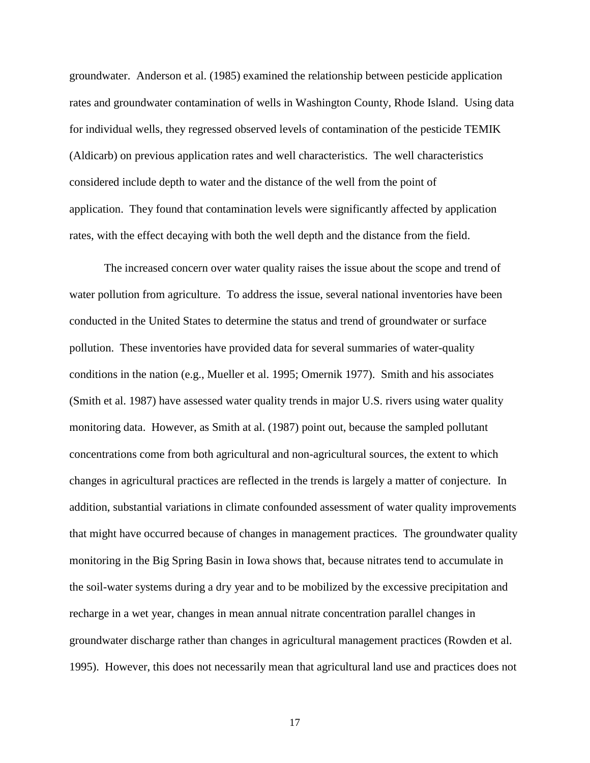groundwater. Anderson et al. (1985) examined the relationship between pesticide application rates and groundwater contamination of wells in Washington County, Rhode Island. Using data for individual wells, they regressed observed levels of contamination of the pesticide TEMIK (Aldicarb) on previous application rates and well characteristics. The well characteristics considered include depth to water and the distance of the well from the point of application. They found that contamination levels were significantly affected by application rates, with the effect decaying with both the well depth and the distance from the field.

The increased concern over water quality raises the issue about the scope and trend of water pollution from agriculture. To address the issue, several national inventories have been conducted in the United States to determine the status and trend of groundwater or surface pollution. These inventories have provided data for several summaries of water-quality conditions in the nation (e.g., Mueller et al. 1995; Omernik 1977). Smith and his associates (Smith et al. 1987) have assessed water quality trends in major U.S. rivers using water quality monitoring data. However, as Smith at al. (1987) point out, because the sampled pollutant concentrations come from both agricultural and non-agricultural sources, the extent to which changes in agricultural practices are reflected in the trends is largely a matter of conjecture. In addition, substantial variations in climate confounded assessment of water quality improvements that might have occurred because of changes in management practices. The groundwater quality monitoring in the Big Spring Basin in Iowa shows that, because nitrates tend to accumulate in the soil-water systems during a dry year and to be mobilized by the excessive precipitation and recharge in a wet year, changes in mean annual nitrate concentration parallel changes in groundwater discharge rather than changes in agricultural management practices (Rowden et al. 1995). However, this does not necessarily mean that agricultural land use and practices does not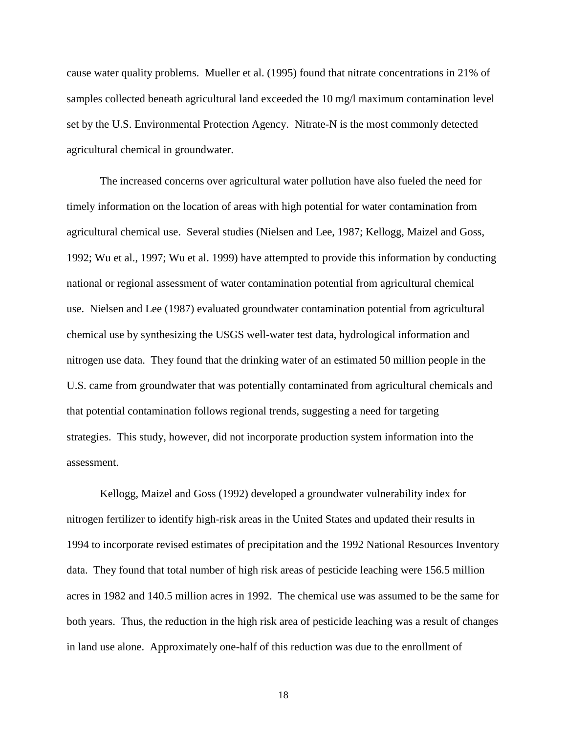cause water quality problems. Mueller et al. (1995) found that nitrate concentrations in 21% of samples collected beneath agricultural land exceeded the 10 mg/l maximum contamination level set by the U.S. Environmental Protection Agency. Nitrate-N is the most commonly detected agricultural chemical in groundwater.

The increased concerns over agricultural water pollution have also fueled the need for timely information on the location of areas with high potential for water contamination from agricultural chemical use. Several studies (Nielsen and Lee, 1987; Kellogg, Maizel and Goss, 1992; Wu et al., 1997; Wu et al. 1999) have attempted to provide this information by conducting national or regional assessment of water contamination potential from agricultural chemical use. Nielsen and Lee (1987) evaluated groundwater contamination potential from agricultural chemical use by synthesizing the USGS well-water test data, hydrological information and nitrogen use data. They found that the drinking water of an estimated 50 million people in the U.S. came from groundwater that was potentially contaminated from agricultural chemicals and that potential contamination follows regional trends, suggesting a need for targeting strategies. This study, however, did not incorporate production system information into the assessment.

Kellogg, Maizel and Goss (1992) developed a groundwater vulnerability index for nitrogen fertilizer to identify high-risk areas in the United States and updated their results in 1994 to incorporate revised estimates of precipitation and the 1992 National Resources Inventory data. They found that total number of high risk areas of pesticide leaching were 156.5 million acres in 1982 and 140.5 million acres in 1992. The chemical use was assumed to be the same for both years. Thus, the reduction in the high risk area of pesticide leaching was a result of changes in land use alone. Approximately one-half of this reduction was due to the enrollment of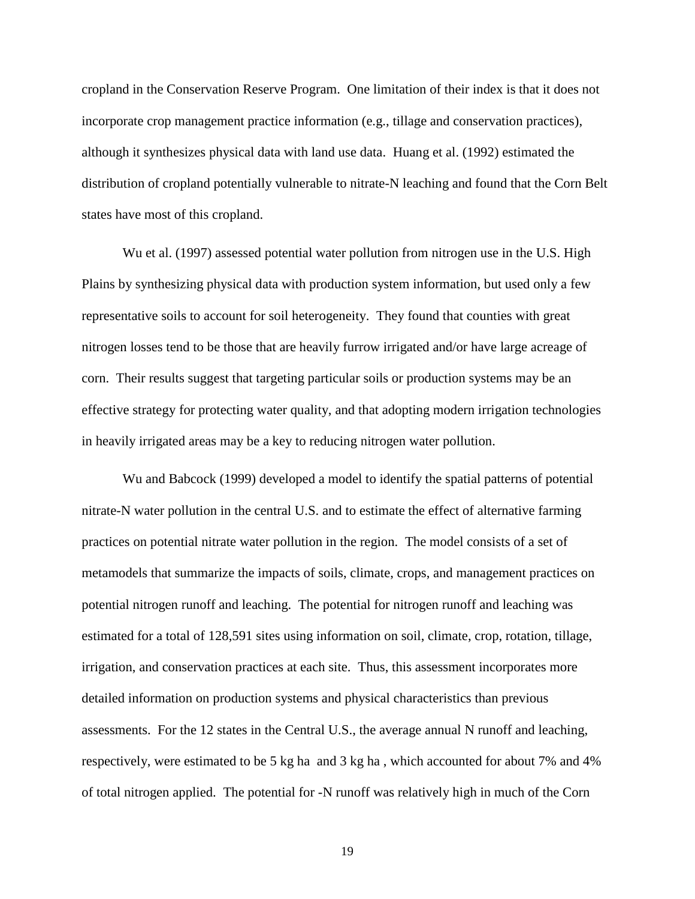cropland in the Conservation Reserve Program. One limitation of their index is that it does not incorporate crop management practice information (e.g., tillage and conservation practices), although it synthesizes physical data with land use data. Huang et al. (1992) estimated the distribution of cropland potentially vulnerable to nitrate-N leaching and found that the Corn Belt states have most of this cropland.

Wu et al. (1997) assessed potential water pollution from nitrogen use in the U.S. High Plains by synthesizing physical data with production system information, but used only a few representative soils to account for soil heterogeneity. They found that counties with great nitrogen losses tend to be those that are heavily furrow irrigated and/or have large acreage of corn. Their results suggest that targeting particular soils or production systems may be an effective strategy for protecting water quality, and that adopting modern irrigation technologies in heavily irrigated areas may be a key to reducing nitrogen water pollution.

Wu and Babcock (1999) developed a model to identify the spatial patterns of potential nitrate-N water pollution in the central U.S. and to estimate the effect of alternative farming practices on potential nitrate water pollution in the region. The model consists of a set of metamodels that summarize the impacts of soils, climate, crops, and management practices on potential nitrogen runoff and leaching. The potential for nitrogen runoff and leaching was estimated for a total of 128,591 sites using information on soil, climate, crop, rotation, tillage, irrigation, and conservation practices at each site. Thus, this assessment incorporates more detailed information on production systems and physical characteristics than previous assessments. For the 12 states in the Central U.S., the average annual N runoff and leaching, respectively, were estimated to be 5 kg ha  and 3 kg ha , which accounted for about 7% and 4% of total nitrogen applied. The potential for -N runoff was relatively high in much of the Corn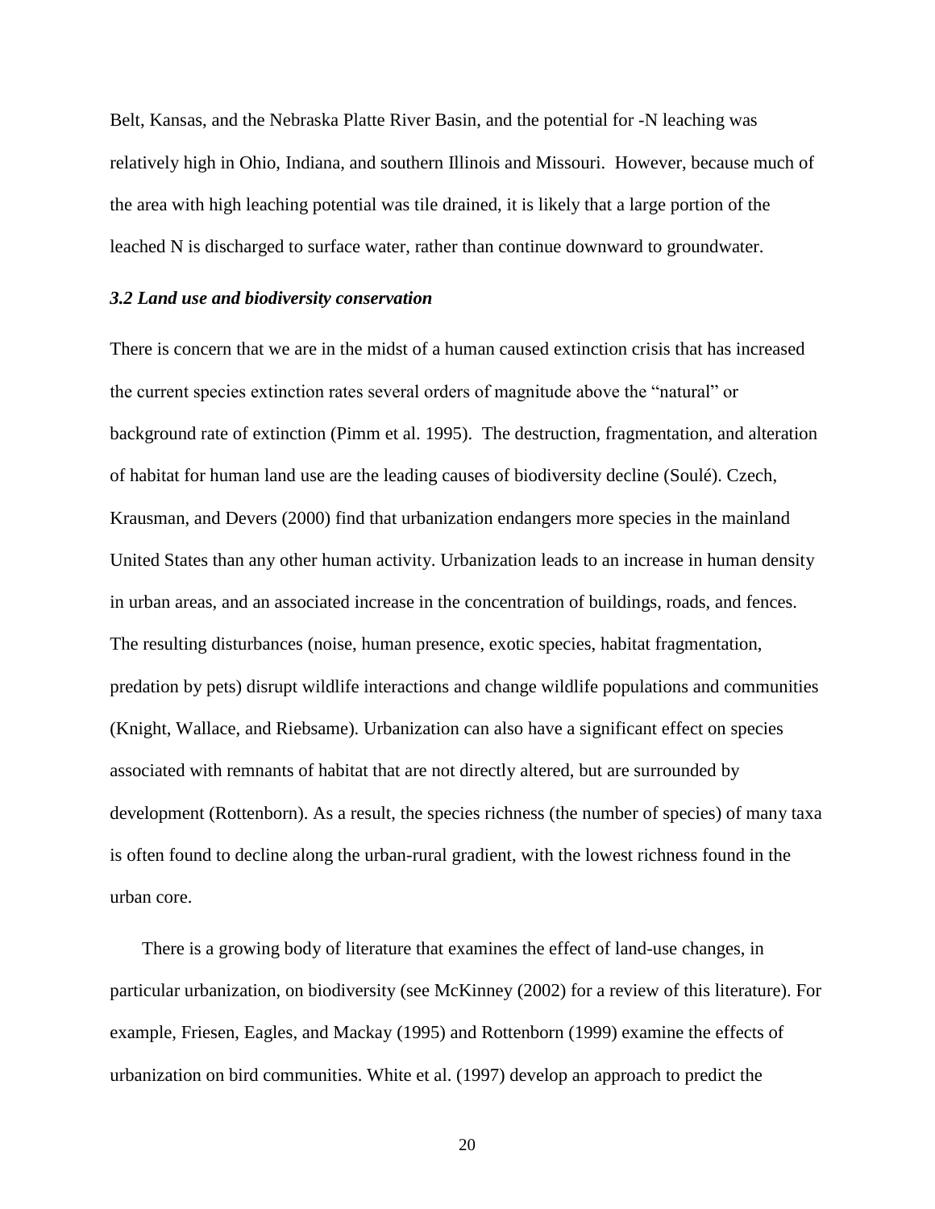Belt, Kansas, and the Nebraska Platte River Basin, and the potential for -N leaching was relatively high in Ohio, Indiana, and southern Illinois and Missouri. However, because much of the area with high leaching potential was tile drained, it is likely that a large portion of the leached N is discharged to surface water, rather than continue downward to groundwater.

### *3.2 Land use and biodiversity conservation*

There is concern that we are in the midst of a human caused extinction crisis that has increased the current species extinction rates several orders of magnitude above the "natural" or background rate of extinction (Pimm et al. 1995). The destruction, fragmentation, and alteration of habitat for human land use are the leading causes of biodiversity decline (Soulé). Czech, Krausman, and Devers (2000) find that urbanization endangers more species in the mainland United States than any other human activity. Urbanization leads to an increase in human density in urban areas, and an associated increase in the concentration of buildings, roads, and fences. The resulting disturbances (noise, human presence, exotic species, habitat fragmentation, predation by pets) disrupt wildlife interactions and change wildlife populations and communities (Knight, Wallace, and Riebsame). Urbanization can also have a significant effect on species associated with remnants of habitat that are not directly altered, but are surrounded by development (Rottenborn). As a result, the species richness (the number of species) of many taxa is often found to decline along the urban-rural gradient, with the lowest richness found in the urban core.

There is a growing body of literature that examines the effect of land-use changes, in particular urbanization, on biodiversity (see McKinney (2002) for a review of this literature). For example, Friesen, Eagles, and Mackay (1995) and Rottenborn (1999) examine the effects of urbanization on bird communities. White et al. (1997) develop an approach to predict the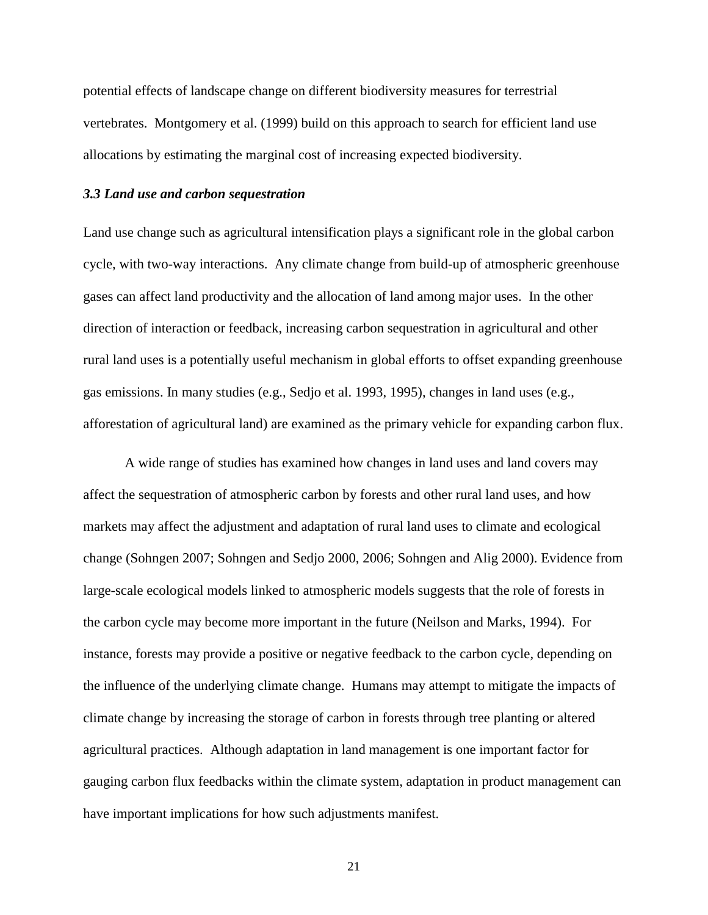potential effects of landscape change on different biodiversity measures for terrestrial vertebrates. Montgomery et al. (1999) build on this approach to search for efficient land use allocations by estimating the marginal cost of increasing expected biodiversity.

### *3.3 Land use and carbon sequestration*

Land use change such as agricultural intensification plays a significant role in the global carbon cycle, with two-way interactions. Any climate change from build-up of atmospheric greenhouse gases can affect land productivity and the allocation of land among major uses. In the other direction of interaction or feedback, increasing carbon sequestration in agricultural and other rural land uses is a potentially useful mechanism in global efforts to offset expanding greenhouse gas emissions. In many studies (e.g., Sedjo et al. 1993, 1995), changes in land uses (e.g., afforestation of agricultural land) are examined as the primary vehicle for expanding carbon flux.

A wide range of studies has examined how changes in land uses and land covers may affect the sequestration of atmospheric carbon by forests and other rural land uses, and how markets may affect the adjustment and adaptation of rural land uses to climate and ecological change (Sohngen 2007; Sohngen and Sedjo 2000, 2006; Sohngen and Alig 2000). Evidence from large-scale ecological models linked to atmospheric models suggests that the role of forests in the carbon cycle may become more important in the future (Neilson and Marks, 1994). For instance, forests may provide a positive or negative feedback to the carbon cycle, depending on the influence of the underlying climate change. Humans may attempt to mitigate the impacts of climate change by increasing the storage of carbon in forests through tree planting or altered agricultural practices. Although adaptation in land management is one important factor for gauging carbon flux feedbacks within the climate system, adaptation in product management can have important implications for how such adjustments manifest.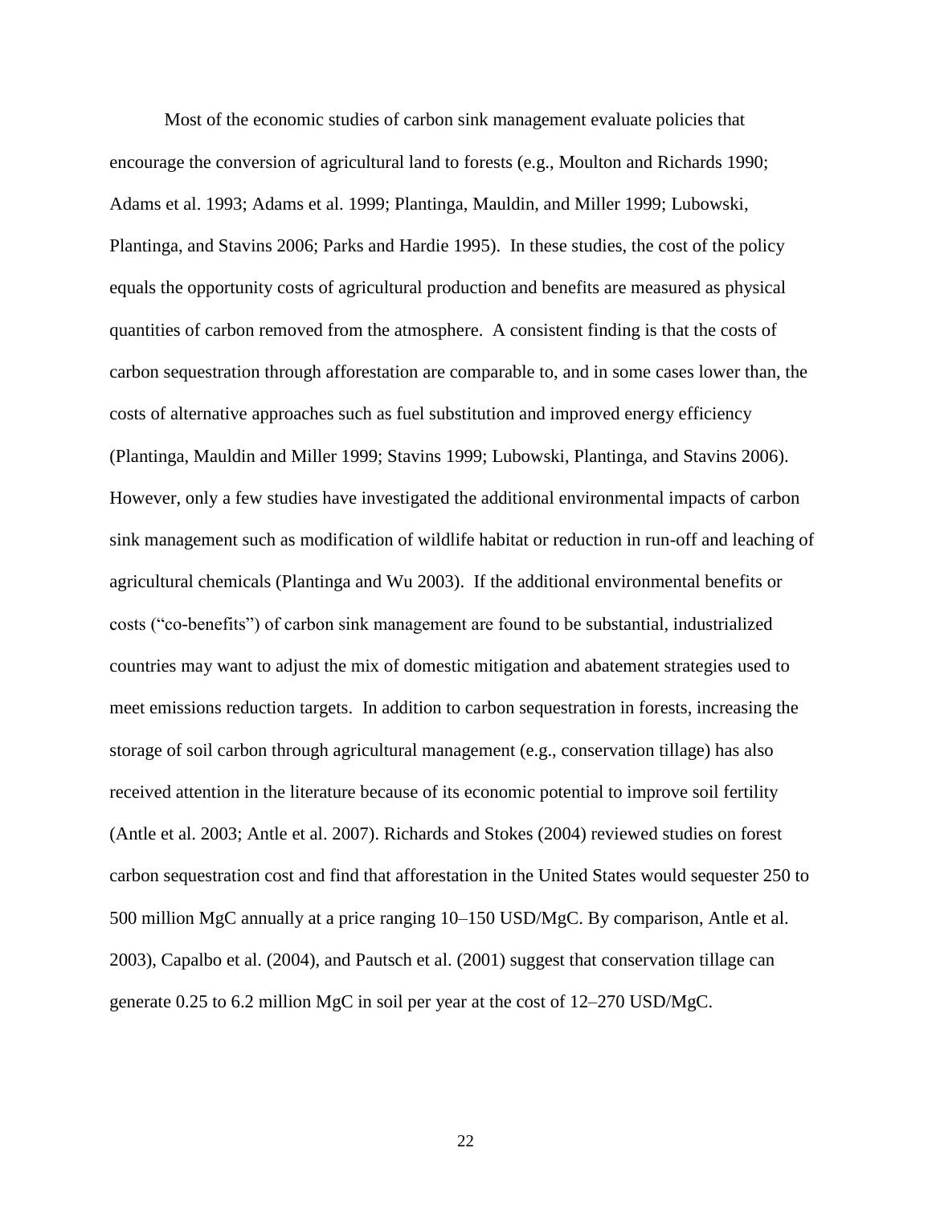Most of the economic studies of carbon sink management evaluate policies that encourage the conversion of agricultural land to forests (e.g., Moulton and Richards 1990; Adams et al. 1993; Adams et al. 1999; Plantinga, Mauldin, and Miller 1999; Lubowski, Plantinga, and Stavins 2006; Parks and Hardie 1995). In these studies, the cost of the policy equals the opportunity costs of agricultural production and benefits are measured as physical quantities of carbon removed from the atmosphere. A consistent finding is that the costs of carbon sequestration through afforestation are comparable to, and in some cases lower than, the costs of alternative approaches such as fuel substitution and improved energy efficiency (Plantinga, Mauldin and Miller 1999; Stavins 1999; Lubowski, Plantinga, and Stavins 2006). However, only a few studies have investigated the additional environmental impacts of carbon sink management such as modification of wildlife habitat or reduction in run-off and leaching of agricultural chemicals (Plantinga and Wu 2003). If the additional environmental benefits or costs ("co-benefits") of carbon sink management are found to be substantial, industrialized countries may want to adjust the mix of domestic mitigation and abatement strategies used to meet emissions reduction targets. In addition to carbon sequestration in forests, increasing the storage of soil carbon through agricultural management (e.g., conservation tillage) has also received attention in the literature because of its economic potential to improve soil fertility (Antle et al. 2003; Antle et al. 2007). Richards and Stokes (2004) reviewed studies on forest carbon sequestration cost and find that afforestation in the United States would sequester 250 to 500 million MgC annually at a price ranging 10–150 USD/MgC. By comparison, Antle et al. 2003), Capalbo et al. (2004), and Pautsch et al. (2001) suggest that conservation tillage can generate 0.25 to 6.2 million MgC in soil per year at the cost of 12–270 USD/MgC.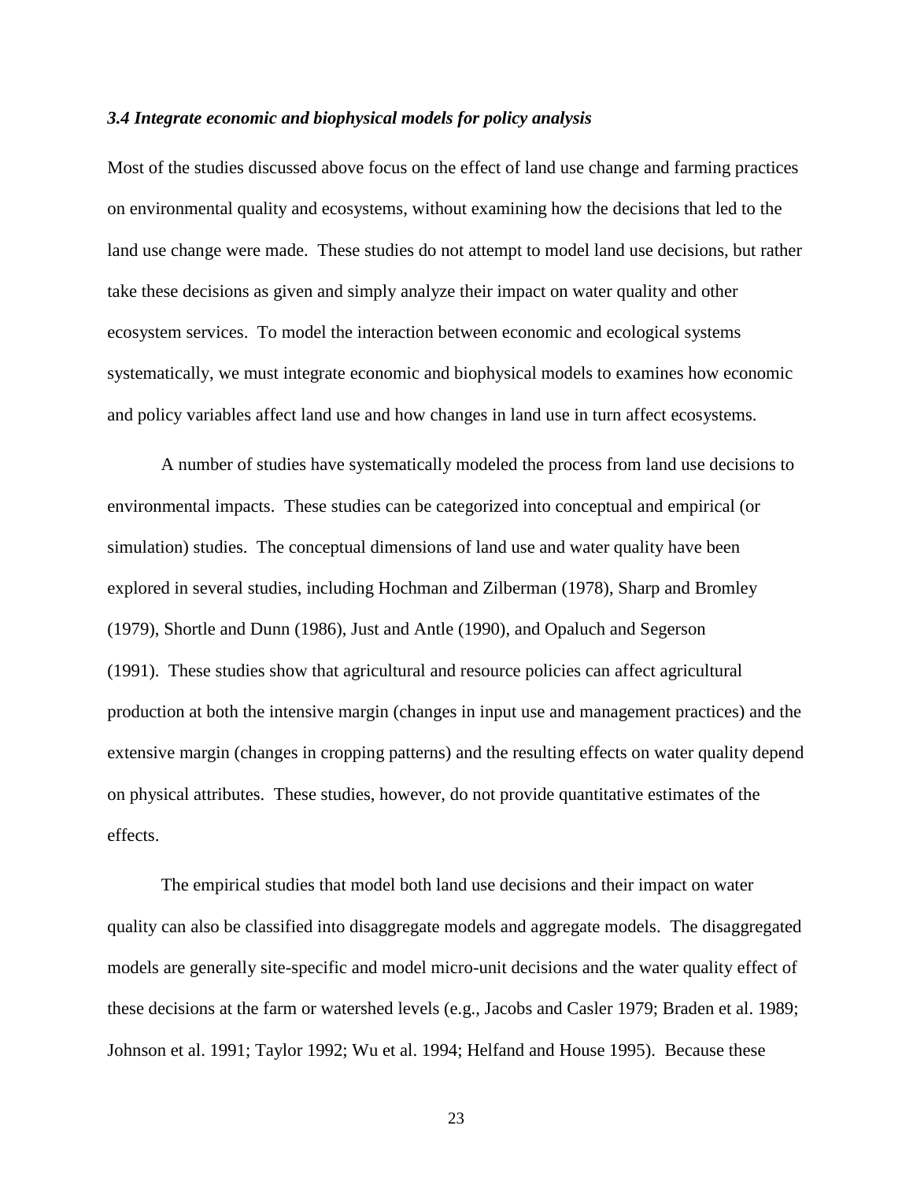### *3.4 Integrate economic and biophysical models for policy analysis*

Most of the studies discussed above focus on the effect of land use change and farming practices on environmental quality and ecosystems, without examining how the decisions that led to the land use change were made. These studies do not attempt to model land use decisions, but rather take these decisions as given and simply analyze their impact on water quality and other ecosystem services. To model the interaction between economic and ecological systems systematically, we must integrate economic and biophysical models to examines how economic and policy variables affect land use and how changes in land use in turn affect ecosystems.

A number of studies have systematically modeled the process from land use decisions to environmental impacts. These studies can be categorized into conceptual and empirical (or simulation) studies. The conceptual dimensions of land use and water quality have been explored in several studies, including Hochman and Zilberman (1978), Sharp and Bromley (1979), Shortle and Dunn (1986), Just and Antle (1990), and Opaluch and Segerson (1991). These studies show that agricultural and resource policies can affect agricultural production at both the intensive margin (changes in input use and management practices) and the extensive margin (changes in cropping patterns) and the resulting effects on water quality depend on physical attributes. These studies, however, do not provide quantitative estimates of the effects.

The empirical studies that model both land use decisions and their impact on water quality can also be classified into disaggregate models and aggregate models. The disaggregated models are generally site-specific and model micro-unit decisions and the water quality effect of these decisions at the farm or watershed levels (e.g., Jacobs and Casler 1979; Braden et al. 1989; Johnson et al. 1991; Taylor 1992; Wu et al. 1994; Helfand and House 1995). Because these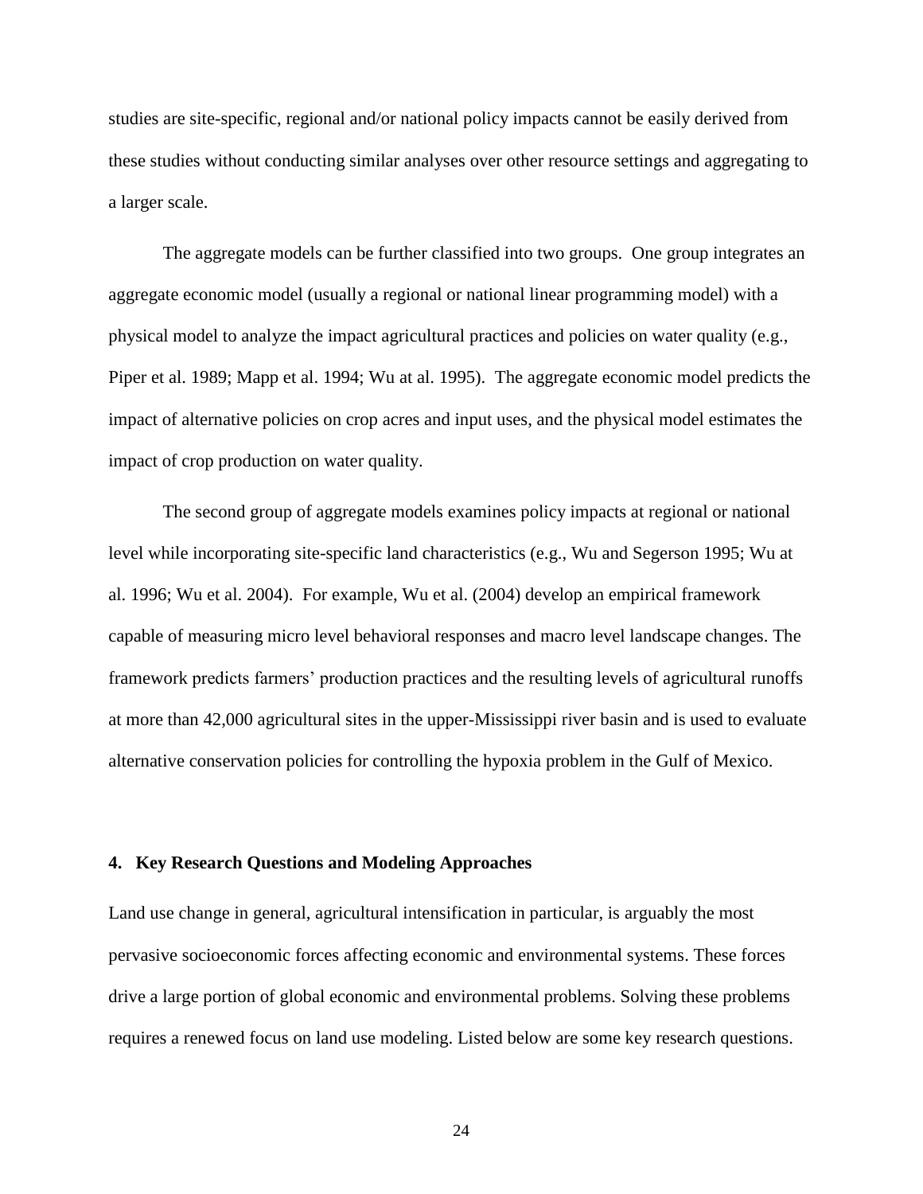studies are site-specific, regional and/or national policy impacts cannot be easily derived from these studies without conducting similar analyses over other resource settings and aggregating to a larger scale.

The aggregate models can be further classified into two groups. One group integrates an aggregate economic model (usually a regional or national linear programming model) with a physical model to analyze the impact agricultural practices and policies on water quality (e.g., Piper et al. 1989; Mapp et al. 1994; Wu at al. 1995). The aggregate economic model predicts the impact of alternative policies on crop acres and input uses, and the physical model estimates the impact of crop production on water quality.

The second group of aggregate models examines policy impacts at regional or national level while incorporating site-specific land characteristics (e.g., Wu and Segerson 1995; Wu at al. 1996; Wu et al. 2004). For example, Wu et al. (2004) develop an empirical framework capable of measuring micro level behavioral responses and macro level landscape changes. The framework predicts farmers' production practices and the resulting levels of agricultural runoffs at more than 42,000 agricultural sites in the upper-Mississippi river basin and is used to evaluate alternative conservation policies for controlling the hypoxia problem in the Gulf of Mexico.

## 4. Key Research Questions and Modeling Approaches

Land use change in general, agricultural intensification in particular, is arguably the most pervasive socioeconomic forces affecting economic and environmental systems. These forces drive a large portion of global economic and environmental problems. Solving these problems requires a renewed focus on land use modeling. Listed below are some key research questions.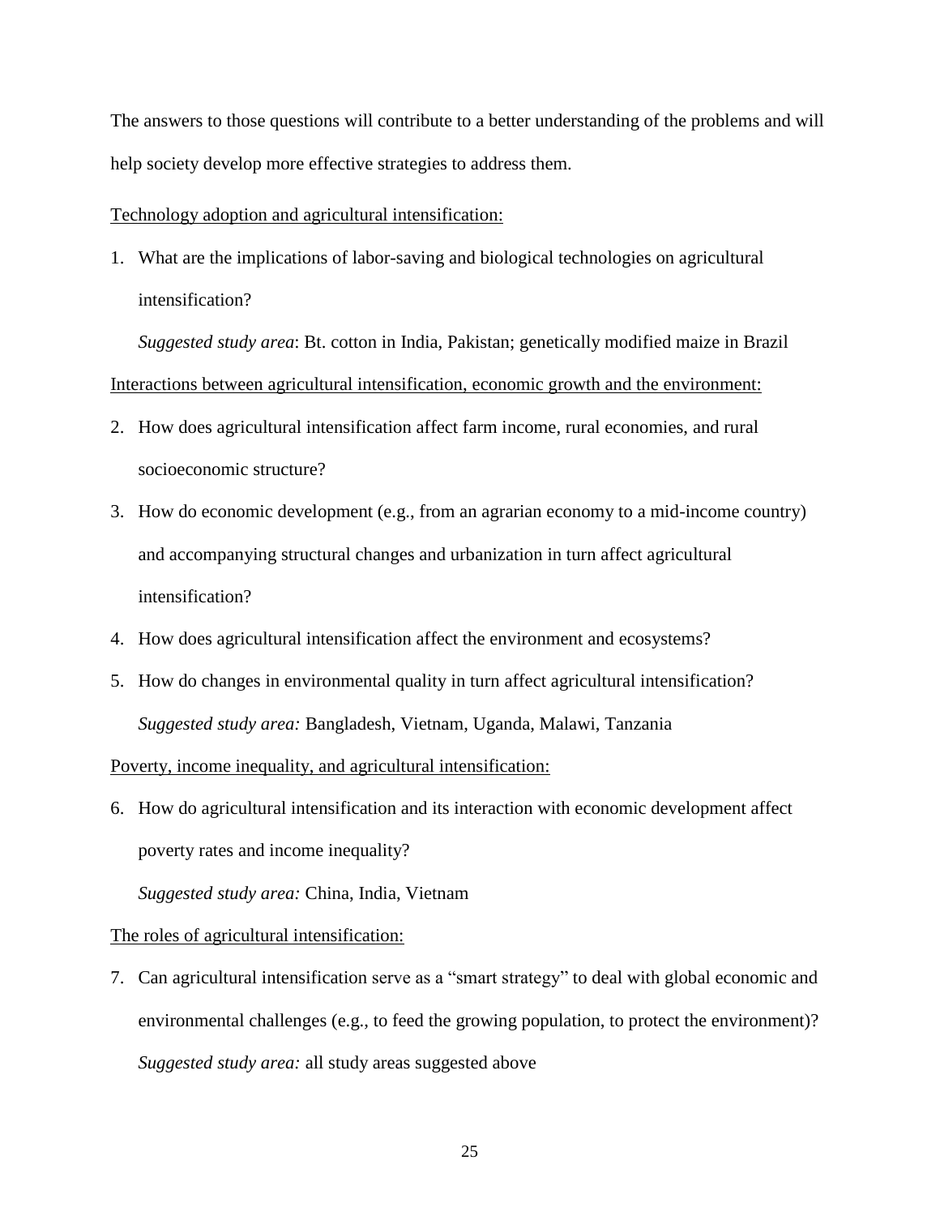The answers to those questions will contribute to a better understanding of the problems and will help society develop more effective strategies to address them.

<u>Technology adoption and agricultural intensification:</u>

1. What are the implications of labor-saving and biological technologies on agricultural intensification?

   *Suggested study area*: Bt. cotton in India, Pakistan; genetically modified maize in Brazil

<u>Interactions between agricultural intensification, economic growth and the environment:</u>

2. How does agricultural intensification affect farm income, rural economies, and rural socioeconomic structure?
3. How do economic development (e.g., from an agrarian economy to a mid-income country) and accompanying structural changes and urbanization in turn affect agricultural intensification?
4. How does agricultural intensification affect the environment and ecosystems?
5. How do changes in environmental quality in turn affect agricultural intensification?

   *Suggested study area:* Bangladesh, Vietnam, Uganda, Malawi, Tanzania

<u>Poverty, income inequality, and agricultural intensification:</u>

6. How do agricultural intensification and its interaction with economic development affect poverty rates and income inequality?

   *Suggested study area:* China, India, Vietnam

<u>The roles of agricultural intensification:</u>

7. Can agricultural intensification serve as a "smart strategy" to deal with global economic and environmental challenges (e.g., to feed the growing population, to protect the environment)?

   *Suggested study area:* all study areas suggested above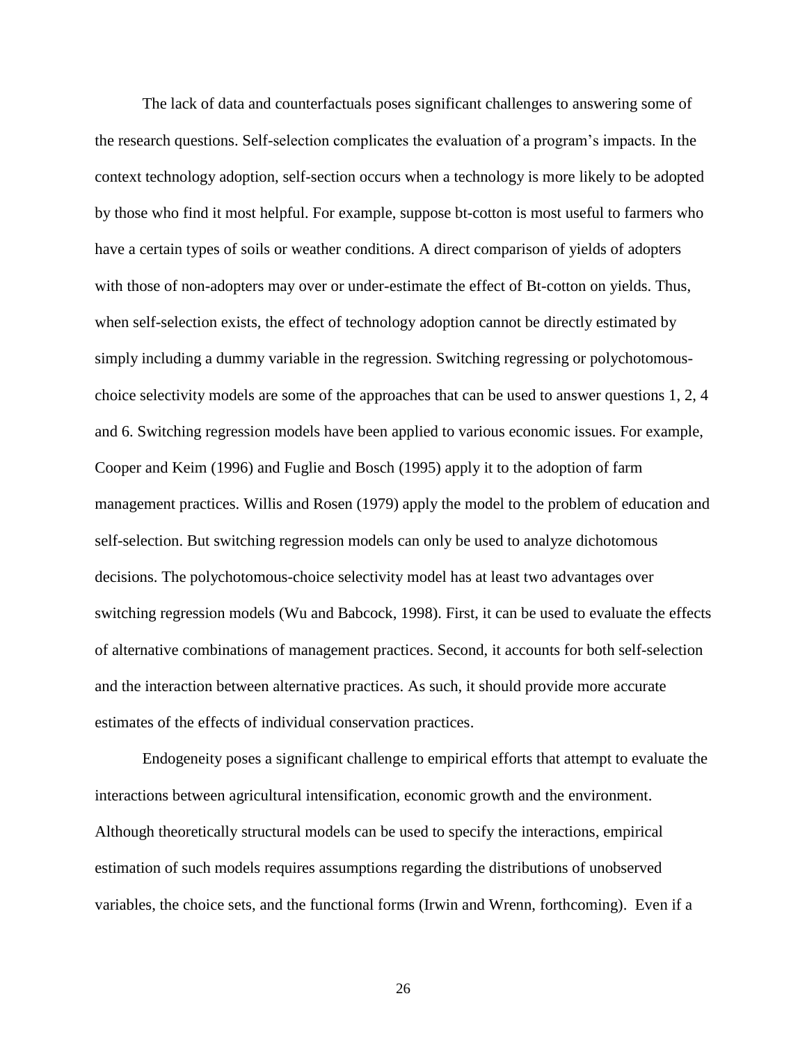The lack of data and counterfactuals poses significant challenges to answering some of the research questions. Self-selection complicates the evaluation of a program's impacts. In the context technology adoption, self-section occurs when a technology is more likely to be adopted by those who find it most helpful. For example, suppose bt-cotton is most useful to farmers who have a certain types of soils or weather conditions. A direct comparison of yields of adopters with those of non-adopters may over or under-estimate the effect of Bt-cotton on yields. Thus, when self-selection exists, the effect of technology adoption cannot be directly estimated by simply including a dummy variable in the regression. Switching regressing or polychotomous-choice selectivity models are some of the approaches that can be used to answer questions 1, 2, 4 and 6. Switching regression models have been applied to various economic issues. For example, Cooper and Keim (1996) and Fuglie and Bosch (1995) apply it to the adoption of farm management practices. Willis and Rosen (1979) apply the model to the problem of education and self-selection. But switching regression models can only be used to analyze dichotomous decisions. The polychotomous-choice selectivity model has at least two advantages over switching regression models (Wu and Babcock, 1998). First, it can be used to evaluate the effects of alternative combinations of management practices. Second, it accounts for both self-selection and the interaction between alternative practices. As such, it should provide more accurate estimates of the effects of individual conservation practices.

Endogeneity poses a significant challenge to empirical efforts that attempt to evaluate the interactions between agricultural intensification, economic growth and the environment. Although theoretically structural models can be used to specify the interactions, empirical estimation of such models requires assumptions regarding the distributions of unobserved variables, the choice sets, and the functional forms (Irwin and Wrenn, forthcoming). Even if a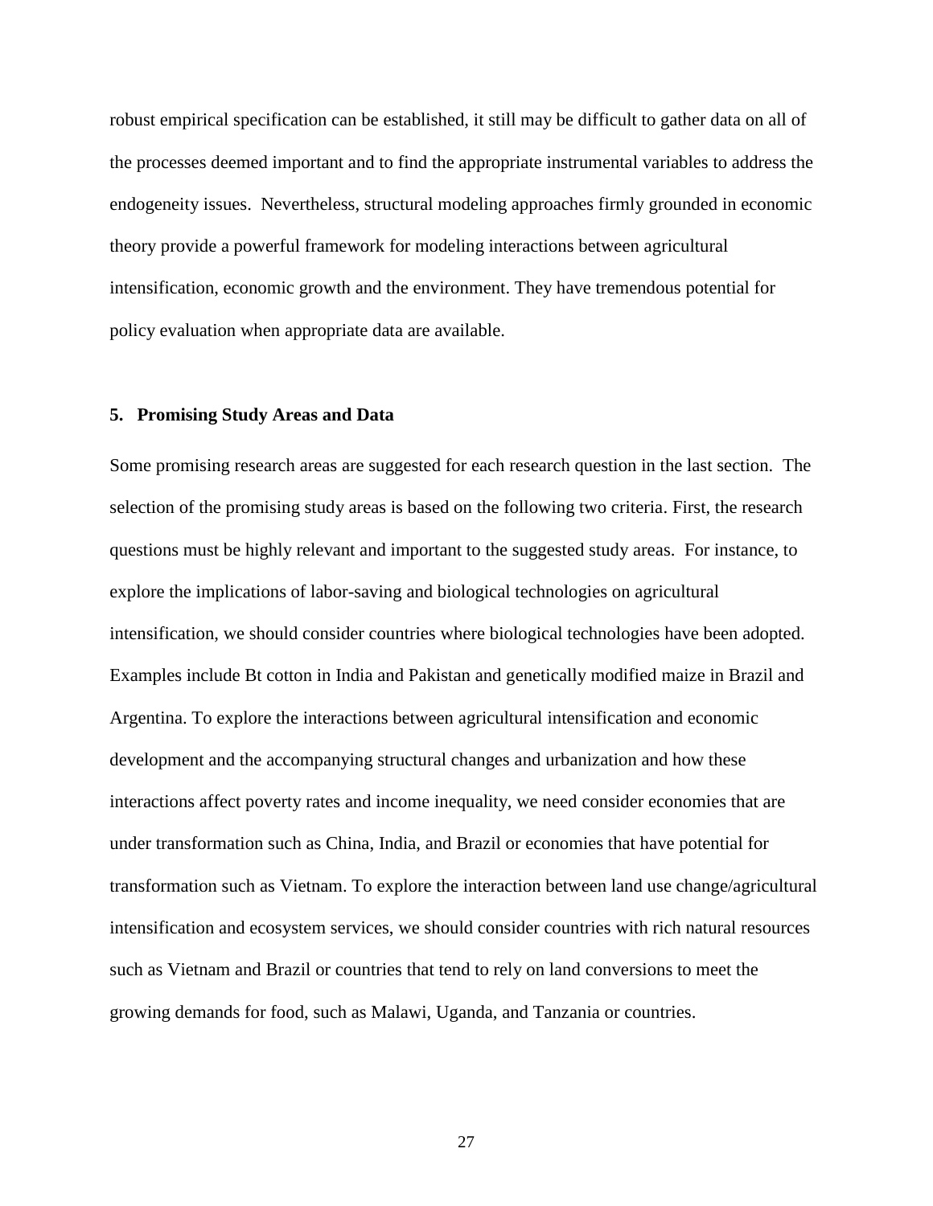robust empirical specification can be established, it still may be difficult to gather data on all of the processes deemed important and to find the appropriate instrumental variables to address the endogeneity issues. Nevertheless, structural modeling approaches firmly grounded in economic theory provide a powerful framework for modeling interactions between agricultural intensification, economic growth and the environment. They have tremendous potential for policy evaluation when appropriate data are available.

## 5. Promising Study Areas and Data

Some promising research areas are suggested for each research question in the last section. The selection of the promising study areas is based on the following two criteria. First, the research questions must be highly relevant and important to the suggested study areas. For instance, to explore the implications of labor-saving and biological technologies on agricultural intensification, we should consider countries where biological technologies have been adopted. Examples include Bt cotton in India and Pakistan and genetically modified maize in Brazil and Argentina. To explore the interactions between agricultural intensification and economic development and the accompanying structural changes and urbanization and how these interactions affect poverty rates and income inequality, we need consider economies that are under transformation such as China, India, and Brazil or economies that have potential for transformation such as Vietnam. To explore the interaction between land use change/agricultural intensification and ecosystem services, we should consider countries with rich natural resources such as Vietnam and Brazil or countries that tend to rely on land conversions to meet the growing demands for food, such as Malawi, Uganda, and Tanzania or countries.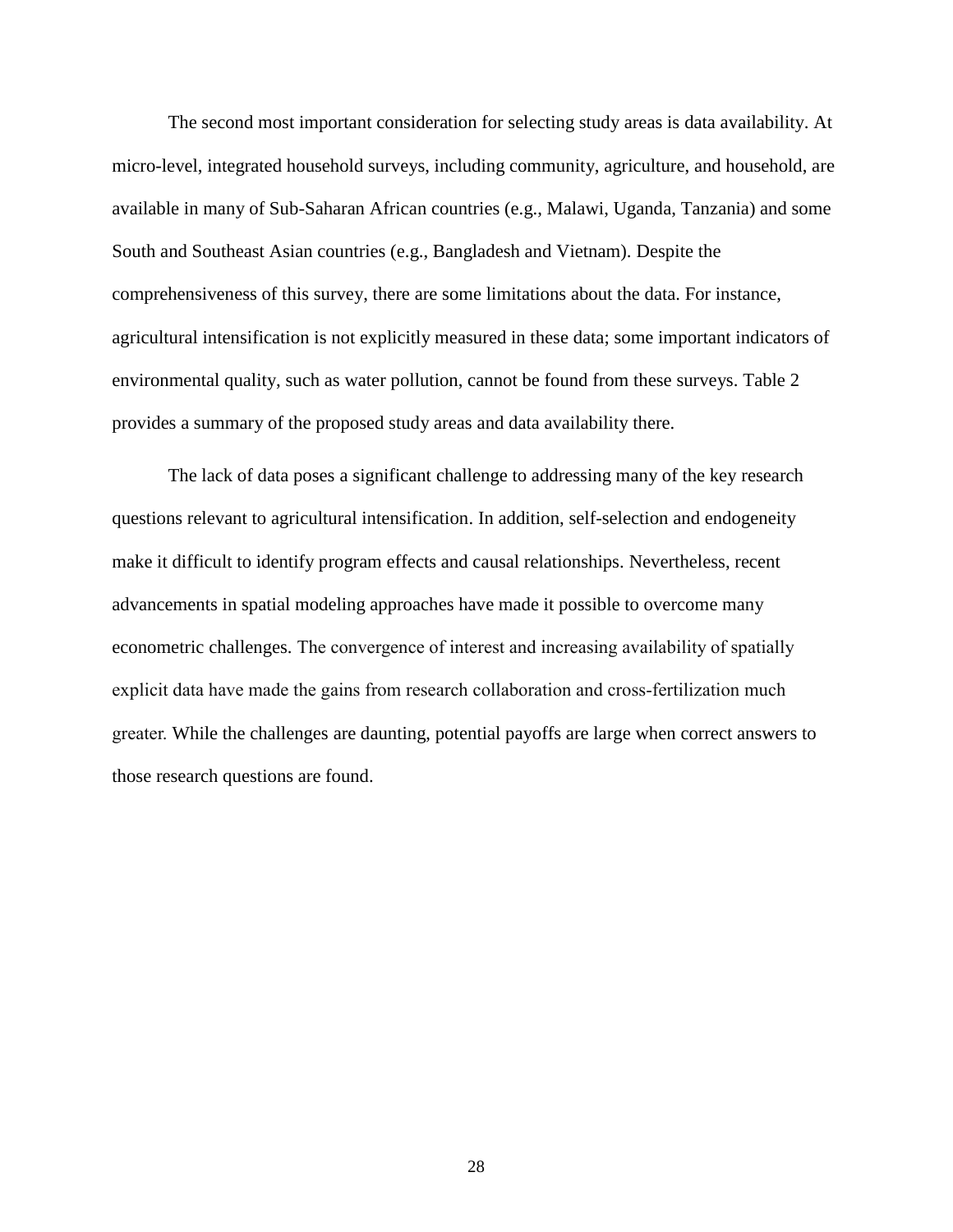The second most important consideration for selecting study areas is data availability. At micro-level, integrated household surveys, including community, agriculture, and household, are available in many of Sub-Saharan African countries (e.g., Malawi, Uganda, Tanzania) and some South and Southeast Asian countries (e.g., Bangladesh and Vietnam). Despite the comprehensiveness of this survey, there are some limitations about the data. For instance, agricultural intensification is not explicitly measured in these data; some important indicators of environmental quality, such as water pollution, cannot be found from these surveys. Table 2 provides a summary of the proposed study areas and data availability there.

The lack of data poses a significant challenge to addressing many of the key research questions relevant to agricultural intensification. In addition, self-selection and endogeneity make it difficult to identify program effects and causal relationships. Nevertheless, recent advancements in spatial modeling approaches have made it possible to overcome many econometric challenges. The convergence of interest and increasing availability of spatially explicit data have made the gains from research collaboration and cross-fertilization much greater. While the challenges are daunting, potential payoffs are large when correct answers to those research questions are found.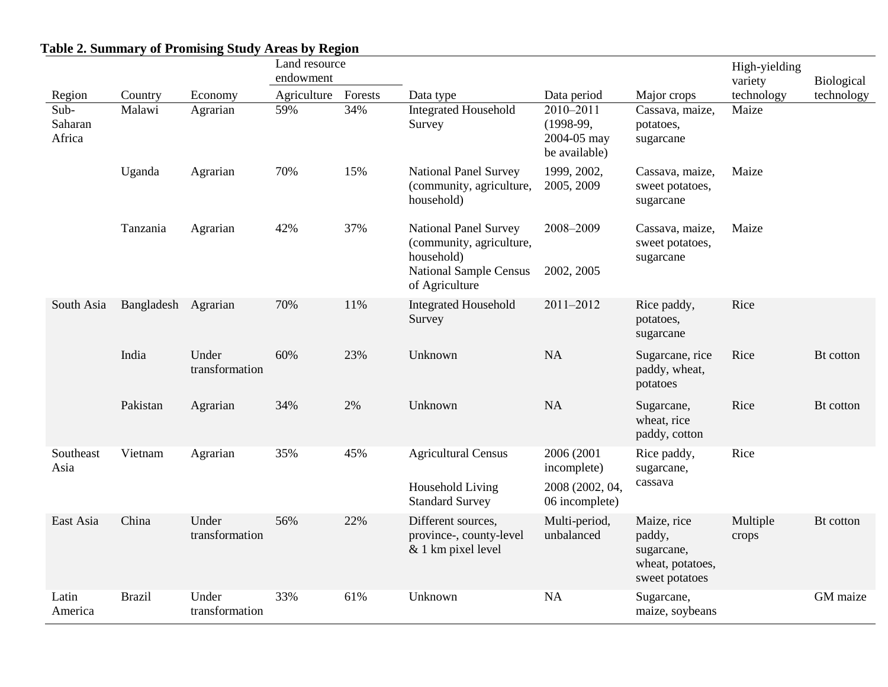**Table 2. Summary of Promising Study Areas by Region**

| Region | Country | Economy | Land resource endowment | | Data type | Data period | Major crops | High-yielding variety technology | Biological technology |
|---|---|---|---|---|---|---|---|---|---|
| | | | Agriculture | Forests | | | | | |
| Sub-Saharan Africa | Malawi | Agrarian | 59% | 34% | Integrated Household Survey | 2010–2011 (1998-99, 2004-05 may be available) | Cassava, maize, potatoes, sugarcane | Maize | |
| | Uganda | Agrarian | 70% | 15% | National Panel Survey (community, agriculture, household) | 1999, 2002, 2005, 2009 | Cassava, maize, sweet potatoes, sugarcane | Maize | |
| | Tanzania | Agrarian | 42% | 37% | National Panel Survey (community, agriculture, household) | 2008–2009 | Cassava, maize, sweet potatoes, sugarcane | Maize | |
| | | | | | National Sample Census of Agriculture | 2002, 2005 | | | |
| South Asia | Bangladesh | Agrarian | 70% | 11% | Integrated Household Survey | 2011–2012 | Rice paddy, potatoes, sugarcane | Rice | |
| | India | Under transformation | 60% | 23% | Unknown | NA | Sugarcane, rice paddy, wheat, potatoes | Rice | Bt cotton |
| | Pakistan | Agrarian | 34% | 2% | Unknown | NA | Sugarcane, wheat, rice paddy, cotton | Rice | Bt cotton |
| Southeast Asia | Vietnam | Agrarian | 35% | 45% | Agricultural Census | 2006 (2001 incomplete) | Rice paddy, sugarcane, cassava | Rice | |
| | | | | | Household Living Standard Survey | 2008 (2002, 04, 06 incomplete) | | | |
| East Asia | China | Under transformation | 56% | 22% | Different sources, province-, county-level & 1 km pixel level | Multi-period, unbalanced | Maize, rice paddy, sugarcane, wheat, potatoes, sweet potatoes | Multiple crops | Bt cotton |
| Latin America | Brazil | Under transformation | 33% | 61% | Unknown | NA | Sugarcane, maize, soybeans | | GM maize |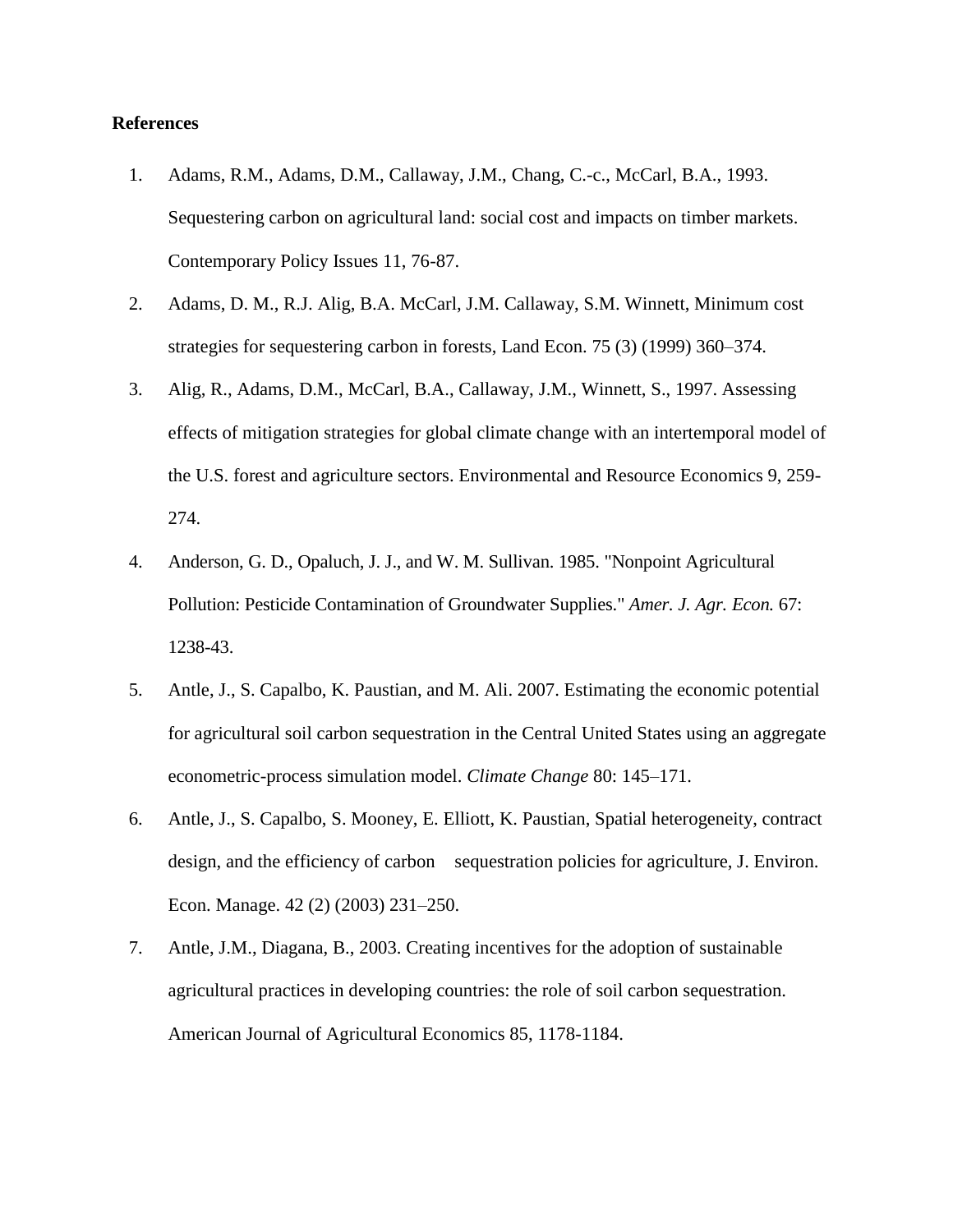**References**

1. Adams, R.M., Adams, D.M., Callaway, J.M., Chang, C.-c., McCarl, B.A., 1993. Sequestering carbon on agricultural land: social cost and impacts on timber markets. Contemporary Policy Issues 11, 76-87.
2. Adams, D. M., R.J. Alig, B.A. McCarl, J.M. Callaway, S.M. Winnett, Minimum cost strategies for sequestering carbon in forests, Land Econ. 75 (3) (1999) 360–374.
3. Alig, R., Adams, D.M., McCarl, B.A., Callaway, J.M., Winnett, S., 1997. Assessing effects of mitigation strategies for global climate change with an intertemporal model of the U.S. forest and agriculture sectors. Environmental and Resource Economics 9, 259-274.
4. Anderson, G. D., Opaluch, J. J., and W. M. Sullivan. 1985. "Nonpoint Agricultural Pollution: Pesticide Contamination of Groundwater Supplies." *Amer. J. Agr. Econ.* 67: 1238-43.
5. Antle, J., S. Capalbo, K. Paustian, and M. Ali. 2007. Estimating the economic potential for agricultural soil carbon sequestration in the Central United States using an aggregate econometric-process simulation model. *Climate Change* 80: 145–171.
6. Antle, J., S. Capalbo, S. Mooney, E. Elliott, K. Paustian, Spatial heterogeneity, contract design, and the efficiency of carbon sequestration policies for agriculture, J. Environ. Econ. Manage. 42 (2) (2003) 231–250.
7. Antle, J.M., Diagana, B., 2003. Creating incentives for the adoption of sustainable agricultural practices in developing countries: the role of soil carbon sequestration. American Journal of Agricultural Economics 85, 1178-1184.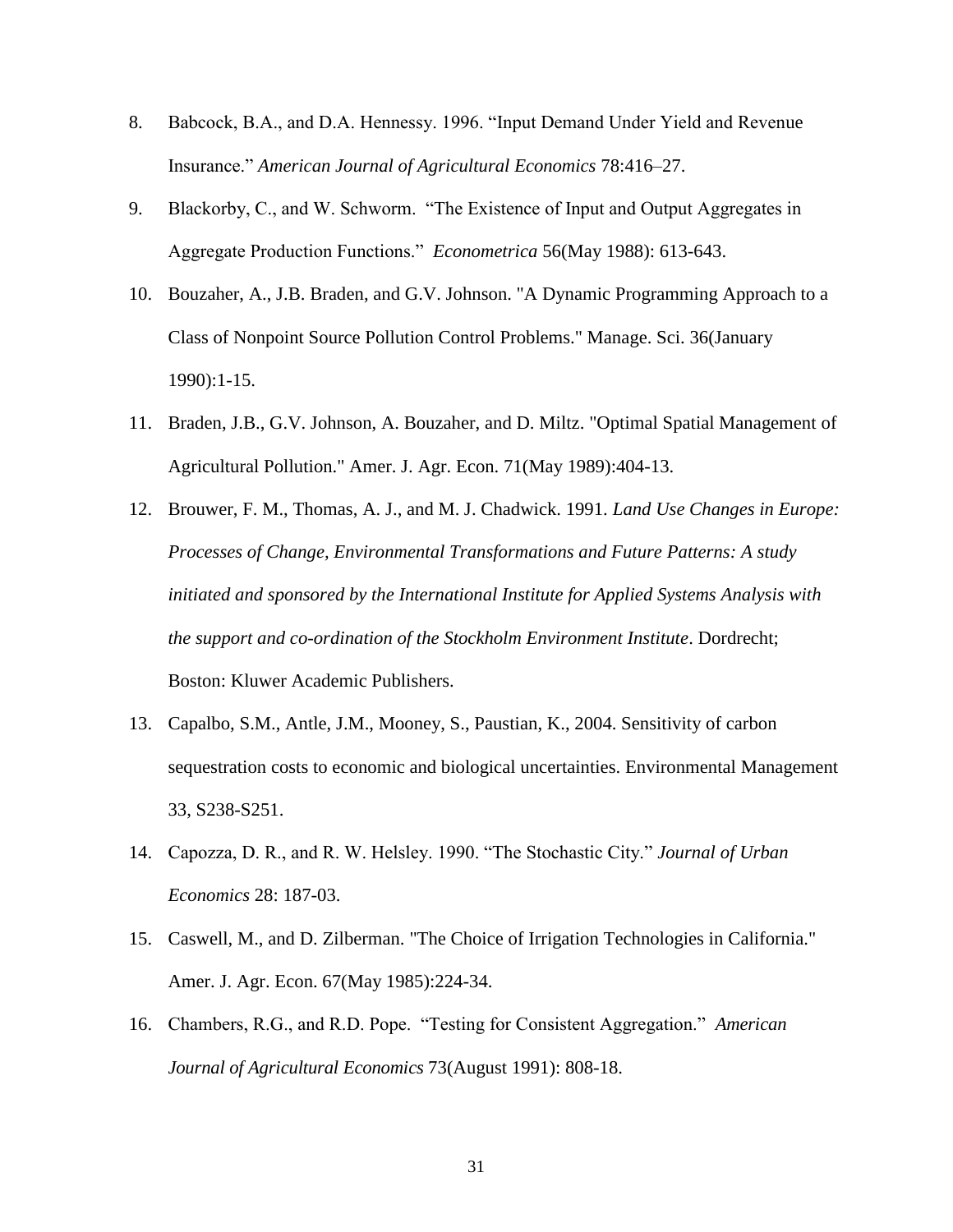8. Babcock, B.A., and D.A. Hennessy. 1996. “Input Demand Under Yield and Revenue Insurance.” *American Journal of Agricultural Economics* 78:416–27.

9. Blackorby, C., and W. Schworm. “The Existence of Input and Output Aggregates in Aggregate Production Functions.” *Econometrica* 56(May 1988): 613-643.

10. Bouzaher, A., J.B. Braden, and G.V. Johnson. "A Dynamic Programming Approach to a Class of Nonpoint Source Pollution Control Problems." Manage. Sci. 36(January 1990):1-15.

11. Braden, J.B., G.V. Johnson, A. Bouzaher, and D. Miltz. "Optimal Spatial Management of Agricultural Pollution." Amer. J. Agr. Econ. 71(May 1989):404-13.

12. Brouwer, F. M., Thomas, A. J., and M. J. Chadwick. 1991. *Land Use Changes in Europe: Processes of Change, Environmental Transformations and Future Patterns: A study initiated and sponsored by the International Institute for Applied Systems Analysis with the support and co-ordination of the Stockholm Environment Institute*. Dordrecht; Boston: Kluwer Academic Publishers.

13. Capalbo, S.M., Antle, J.M., Mooney, S., Paustian, K., 2004. Sensitivity of carbon sequestration costs to economic and biological uncertainties. Environmental Management 33, S238-S251.

14. Capozza, D. R., and R. W. Helsley. 1990. “The Stochastic City.” *Journal of Urban Economics* 28: 187-03.

15. Caswell, M., and D. Zilberman. "The Choice of Irrigation Technologies in California." Amer. J. Agr. Econ. 67(May 1985):224-34.

16. Chambers, R.G., and R.D. Pope. “Testing for Consistent Aggregation.” *American Journal of Agricultural Economics* 73(August 1991): 808-18.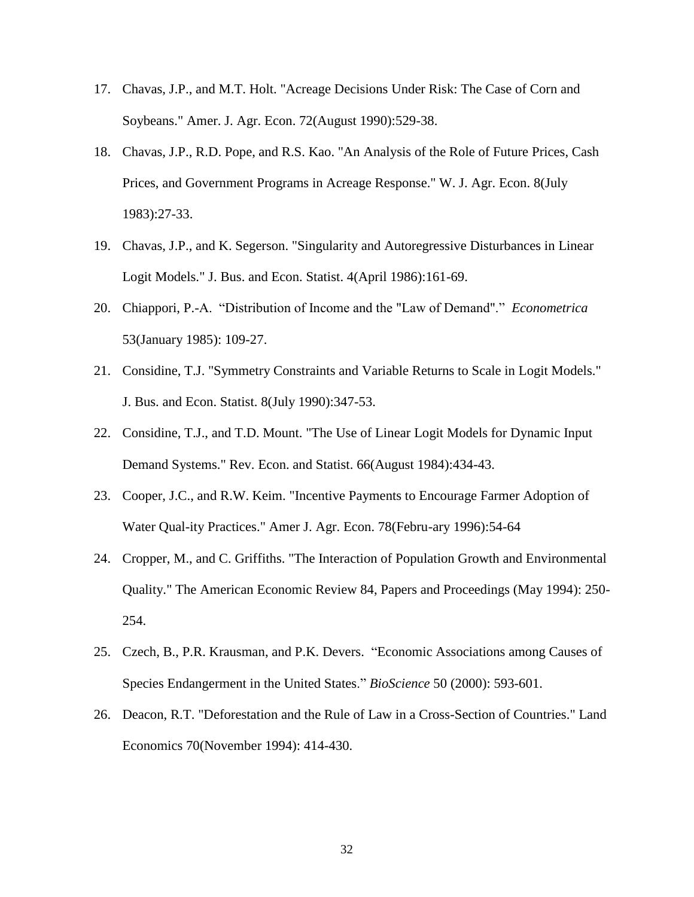17. Chavas, J.P., and M.T. Holt. "Acreage Decisions Under Risk: The Case of Corn and Soybeans." Amer. J. Agr. Econ. 72(August 1990):529-38.

18. Chavas, J.P., R.D. Pope, and R.S. Kao. "An Analysis of the Role of Future Prices, Cash Prices, and Government Programs in Acreage Response." W. J. Agr. Econ. 8(July 1983):27-33.

19. Chavas, J.P., and K. Segerson. "Singularity and Autoregressive Disturbances in Linear Logit Models." J. Bus. and Econ. Statist. 4(April 1986):161-69.

20. Chiappori, P.-A. "Distribution of Income and the "Law of Demand"." *Econometrica* 53(January 1985): 109-27.

21. Considine, T.J. "Symmetry Constraints and Variable Returns to Scale in Logit Models." J. Bus. and Econ. Statist. 8(July 1990):347-53.

22. Considine, T.J., and T.D. Mount. "The Use of Linear Logit Models for Dynamic Input Demand Systems." Rev. Econ. and Statist. 66(August 1984):434-43.

23. Cooper, J.C., and R.W. Keim. "Incentive Payments to Encourage Farmer Adoption of Water Qual-ity Practices." Amer J. Agr. Econ. 78(Febru-ary 1996):54-64

24. Cropper, M., and C. Griffiths. "The Interaction of Population Growth and Environmental Quality." The American Economic Review 84, Papers and Proceedings (May 1994): 250-254.

25. Czech, B., P.R. Krausman, and P.K. Devers. "Economic Associations among Causes of Species Endangerment in the United States." *BioScience* 50 (2000): 593-601.

26. Deacon, R.T. "Deforestation and the Rule of Law in a Cross-Section of Countries." Land Economics 70(November 1994): 414-430.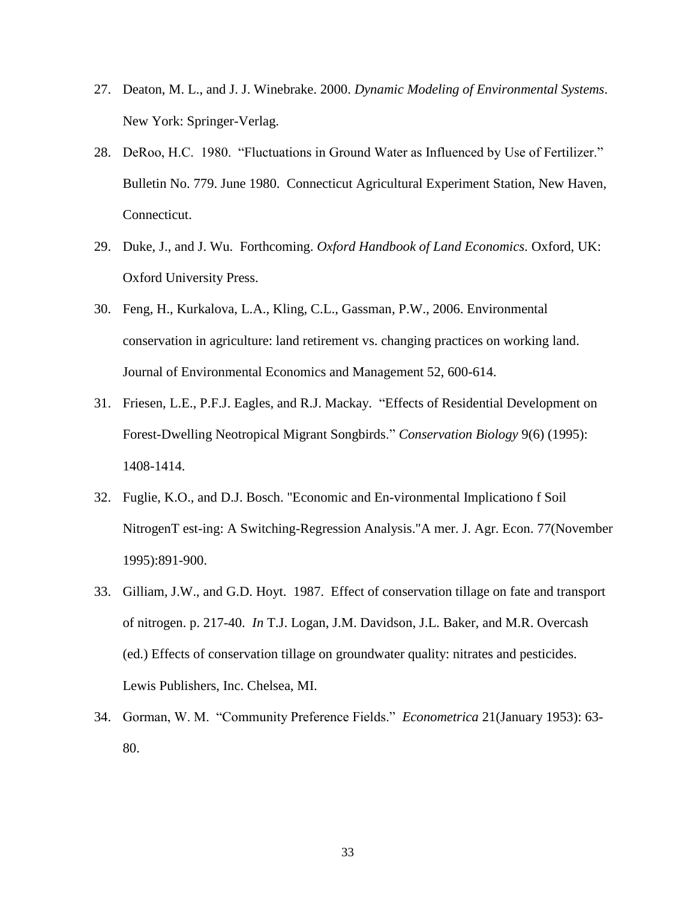27. Deaton, M. L., and J. J. Winebrake. 2000. *Dynamic Modeling of Environmental Systems*. New York: Springer-Verlag.

28. DeRoo, H.C. 1980. "Fluctuations in Ground Water as Influenced by Use of Fertilizer." Bulletin No. 779. June 1980. Connecticut Agricultural Experiment Station, New Haven, Connecticut.

29. Duke, J., and J. Wu. Forthcoming. *Oxford Handbook of Land Economics*. Oxford, UK: Oxford University Press.

30. Feng, H., Kurkalova, L.A., Kling, C.L., Gassman, P.W., 2006. Environmental conservation in agriculture: land retirement vs. changing practices on working land. Journal of Environmental Economics and Management 52, 600-614.

31. Friesen, L.E., P.F.J. Eagles, and R.J. Mackay. "Effects of Residential Development on Forest-Dwelling Neotropical Migrant Songbirds." *Conservation Biology* 9(6) (1995): 1408-1414.

32. Fuglie, K.O., and D.J. Bosch. "Economic and En-vironmental Implicationo f Soil NitrogenT est-ing: A Switching-Regression Analysis."A mer. J. Agr. Econ. 77(November 1995):891-900.

33. Gilliam, J.W., and G.D. Hoyt. 1987. Effect of conservation tillage on fate and transport of nitrogen. p. 217-40. *In* T.J. Logan, J.M. Davidson, J.L. Baker, and M.R. Overcash (ed.) Effects of conservation tillage on groundwater quality: nitrates and pesticides. Lewis Publishers, Inc. Chelsea, MI.

34. Gorman, W. M. "Community Preference Fields." *Econometrica* 21(January 1953): 63-80.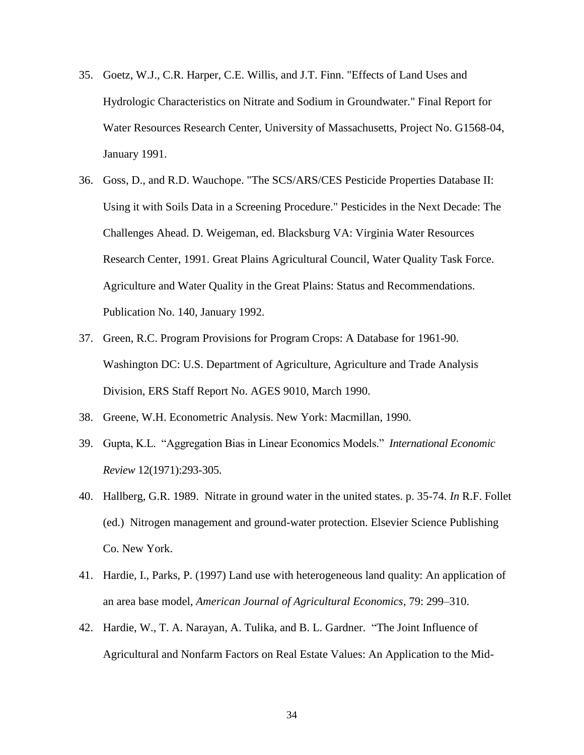35. Goetz, W.J., C.R. Harper, C.E. Willis, and J.T. Finn. "Effects of Land Uses and Hydrologic Characteristics on Nitrate and Sodium in Groundwater." Final Report for Water Resources Research Center, University of Massachusetts, Project No. G1568-04, January 1991.

36. Goss, D., and R.D. Wauchope. "The SCS/ARS/CES Pesticide Properties Database II: Using it with Soils Data in a Screening Procedure." Pesticides in the Next Decade: The Challenges Ahead. D. Weigeman, ed. Blacksburg VA: Virginia Water Resources Research Center, 1991. Great Plains Agricultural Council, Water Quality Task Force. Agriculture and Water Quality in the Great Plains: Status and Recommendations. Publication No. 140, January 1992.

37. Green, R.C. Program Provisions for Program Crops: A Database for 1961-90. Washington DC: U.S. Department of Agriculture, Agriculture and Trade Analysis Division, ERS Staff Report No. AGES 9010, March 1990.

38. Greene, W.H. Econometric Analysis. New York: Macmillan, 1990.

39. Gupta, K.L. "Aggregation Bias in Linear Economics Models." *International Economic Review* 12(1971):293-305.

40. Hallberg, G.R. 1989. Nitrate in ground water in the united states. p. 35-74. *In* R.F. Follet (ed.) Nitrogen management and ground-water protection. Elsevier Science Publishing Co. New York.

41. Hardie, I., Parks, P. (1997) Land use with heterogeneous land quality: An application of an area base model, *American Journal of Agricultural Economics*, 79: 299–310.

42. Hardie, W., T. A. Narayan, A. Tulika, and B. L. Gardner. "The Joint Influence of Agricultural and Nonfarm Factors on Real Estate Values: An Application to the Mid-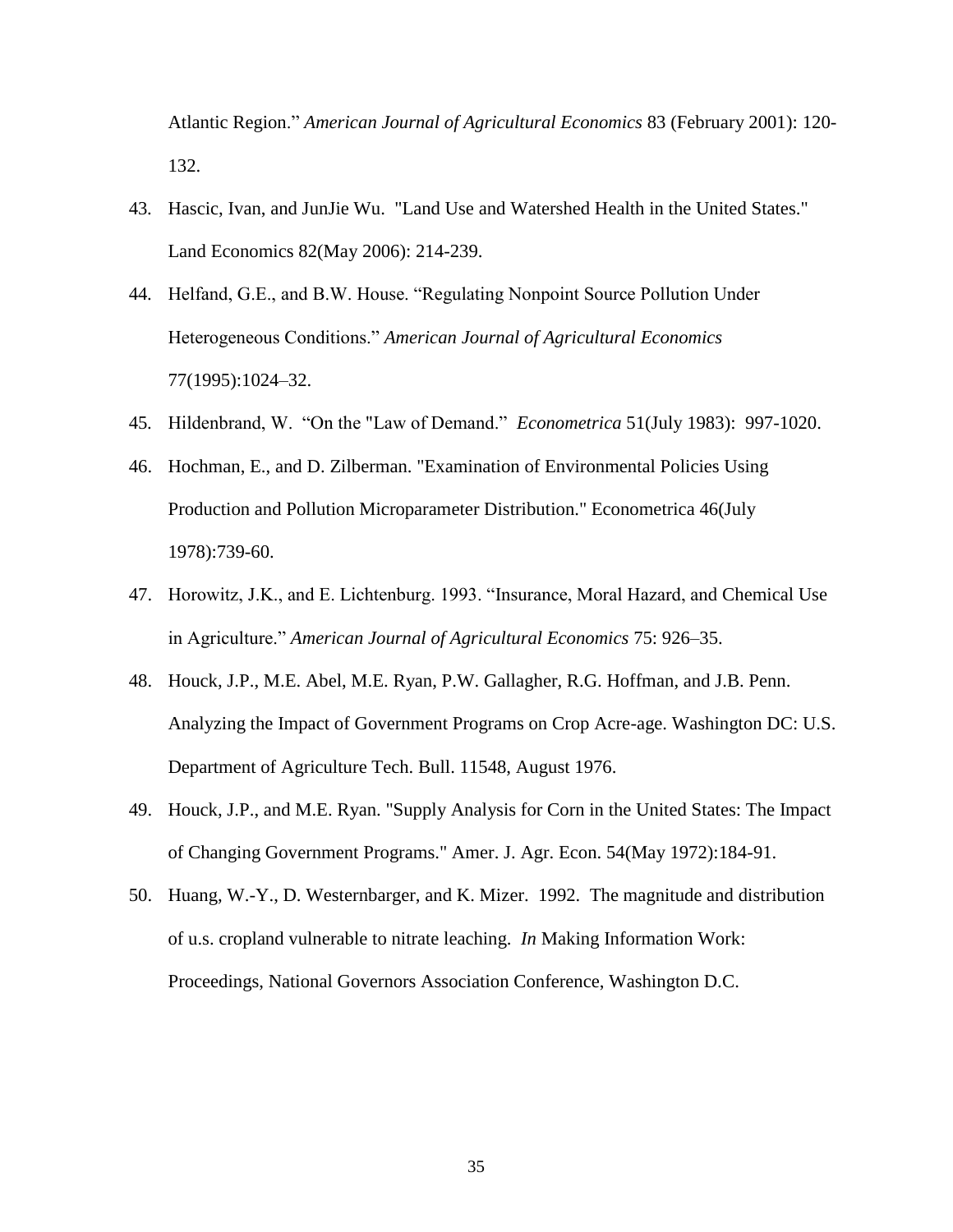Atlantic Region." *American Journal of Agricultural Economics* 83 (February 2001): 120-132.

43. Hascic, Ivan, and JunJie Wu. "Land Use and Watershed Health in the United States." Land Economics 82(May 2006): 214-239.
44. Helfand, G.E., and B.W. House. "Regulating Nonpoint Source Pollution Under Heterogeneous Conditions." *American Journal of Agricultural Economics* 77(1995):1024–32.
45. Hildenbrand, W. "On the "Law of Demand." *Econometrica* 51(July 1983): 997-1020.
46. Hochman, E., and D. Zilberman. "Examination of Environmental Policies Using Production and Pollution Microparameter Distribution." Econometrica 46(July 1978):739-60.
47. Horowitz, J.K., and E. Lichtenburg. 1993. "Insurance, Moral Hazard, and Chemical Use in Agriculture." *American Journal of Agricultural Economics* 75: 926–35.
48. Houck, J.P., M.E. Abel, M.E. Ryan, P.W. Gallagher, R.G. Hoffman, and J.B. Penn. Analyzing the Impact of Government Programs on Crop Acre-age. Washington DC: U.S. Department of Agriculture Tech. Bull. 11548, August 1976.
49. Houck, J.P., and M.E. Ryan. "Supply Analysis for Corn in the United States: The Impact of Changing Government Programs." Amer. J. Agr. Econ. 54(May 1972):184-91.
50. Huang, W.-Y., D. Westernbarger, and K. Mizer. 1992. The magnitude and distribution of u.s. cropland vulnerable to nitrate leaching. *In* Making Information Work: Proceedings, National Governors Association Conference, Washington D.C.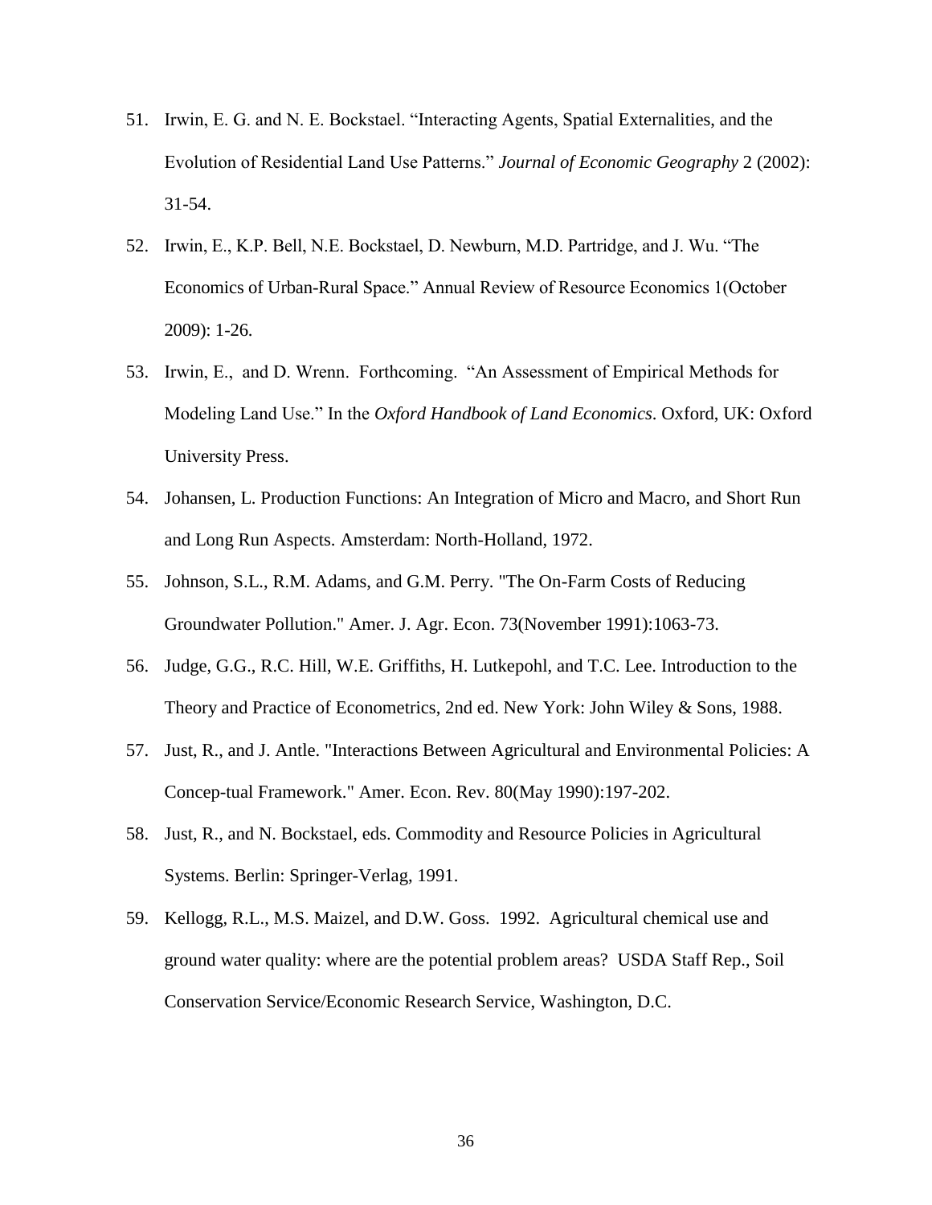51. Irwin, E. G. and N. E. Bockstael. "Interacting Agents, Spatial Externalities, and the Evolution of Residential Land Use Patterns." *Journal of Economic Geography* 2 (2002): 31-54.

52. Irwin, E., K.P. Bell, N.E. Bockstael, D. Newburn, M.D. Partridge, and J. Wu. "The Economics of Urban-Rural Space." Annual Review of Resource Economics 1(October 2009): 1-26.

53. Irwin, E., and D. Wrenn. Forthcoming. "An Assessment of Empirical Methods for Modeling Land Use." In the *Oxford Handbook of Land Economics*. Oxford, UK: Oxford University Press.

54. Johansen, L. Production Functions: An Integration of Micro and Macro, and Short Run and Long Run Aspects. Amsterdam: North-Holland, 1972.

55. Johnson, S.L., R.M. Adams, and G.M. Perry. "The On-Farm Costs of Reducing Groundwater Pollution." Amer. J. Agr. Econ. 73(November 1991):1063-73.

56. Judge, G.G., R.C. Hill, W.E. Griffiths, H. Lutkepohl, and T.C. Lee. Introduction to the Theory and Practice of Econometrics, 2nd ed. New York: John Wiley & Sons, 1988.

57. Just, R., and J. Antle. "Interactions Between Agricultural and Environmental Policies: A Concep-tual Framework." Amer. Econ. Rev. 80(May 1990):197-202.

58. Just, R., and N. Bockstael, eds. Commodity and Resource Policies in Agricultural Systems. Berlin: Springer-Verlag, 1991.

59. Kellogg, R.L., M.S. Maizel, and D.W. Goss. 1992. Agricultural chemical use and ground water quality: where are the potential problem areas? USDA Staff Rep., Soil Conservation Service/Economic Research Service, Washington, D.C.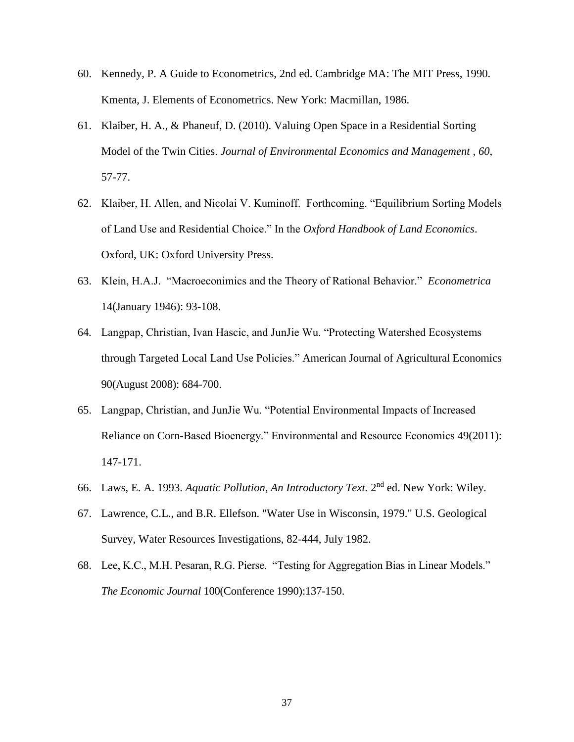60. Kennedy, P. A Guide to Econometrics, 2nd ed. Cambridge MA: The MIT Press, 1990. Kmenta, J. Elements of Econometrics. New York: Macmillan, 1986.

61. Klaiber, H. A., & Phaneuf, D. (2010). Valuing Open Space in a Residential Sorting Model of the Twin Cities. *Journal of Environmental Economics and Management , 60*, 57-77.

62. Klaiber, H. Allen, and Nicolai V. Kuminoff. Forthcoming. "Equilibrium Sorting Models of Land Use and Residential Choice." In the *Oxford Handbook of Land Economics*. Oxford, UK: Oxford University Press.

63. Klein, H.A.J. "Macroeconimics and the Theory of Rational Behavior." *Econometrica* 14(January 1946): 93-108.

64. Langpap, Christian, Ivan Hascic, and JunJie Wu. "Protecting Watershed Ecosystems through Targeted Local Land Use Policies." American Journal of Agricultural Economics 90(August 2008): 684-700.

65. Langpap, Christian, and JunJie Wu. "Potential Environmental Impacts of Increased Reliance on Corn-Based Bioenergy." Environmental and Resource Economics 49(2011): 147-171.

66. Laws, E. A. 1993. *Aquatic Pollution, An Introductory Text.* 2nd ed. New York: Wiley.

67. Lawrence, C.L., and B.R. Ellefson. "Water Use in Wisconsin, 1979." U.S. Geological Survey, Water Resources Investigations, 82-444, July 1982.

68. Lee, K.C., M.H. Pesaran, R.G. Pierse. "Testing for Aggregation Bias in Linear Models." *The Economic Journal* 100(Conference 1990):137-150.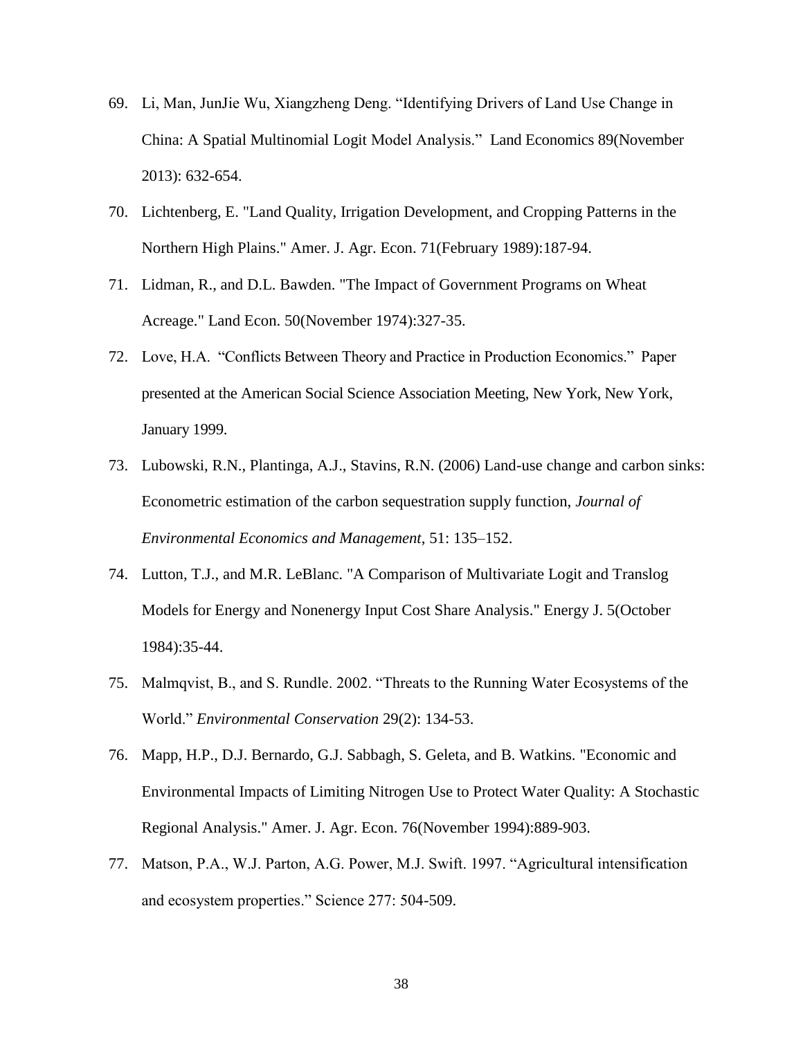69. Li, Man, JunJie Wu, Xiangzheng Deng. "Identifying Drivers of Land Use Change in China: A Spatial Multinomial Logit Model Analysis." Land Economics 89(November 2013): 632-654.

70. Lichtenberg, E. "Land Quality, Irrigation Development, and Cropping Patterns in the Northern High Plains." Amer. J. Agr. Econ. 71(February 1989):187-94.

71. Lidman, R., and D.L. Bawden. "The Impact of Government Programs on Wheat Acreage." Land Econ. 50(November 1974):327-35.

72. Love, H.A. "Conflicts Between Theory and Practice in Production Economics." Paper presented at the American Social Science Association Meeting, New York, New York, January 1999.

73. Lubowski, R.N., Plantinga, A.J., Stavins, R.N. (2006) Land-use change and carbon sinks: Econometric estimation of the carbon sequestration supply function, *Journal of Environmental Economics and Management*, 51: 135–152.

74. Lutton, T.J., and M.R. LeBlanc. "A Comparison of Multivariate Logit and Translog Models for Energy and Nonenergy Input Cost Share Analysis." Energy J. 5(October 1984):35-44.

75. Malmqvist, B., and S. Rundle. 2002. "Threats to the Running Water Ecosystems of the World." *Environmental Conservation* 29(2): 134-53.

76. Mapp, H.P., D.J. Bernardo, G.J. Sabbagh, S. Geleta, and B. Watkins. "Economic and Environmental Impacts of Limiting Nitrogen Use to Protect Water Quality: A Stochastic Regional Analysis." Amer. J. Agr. Econ. 76(November 1994):889-903.

77. Matson, P.A., W.J. Parton, A.G. Power, M.J. Swift. 1997. "Agricultural intensification and ecosystem properties." Science 277: 504-509.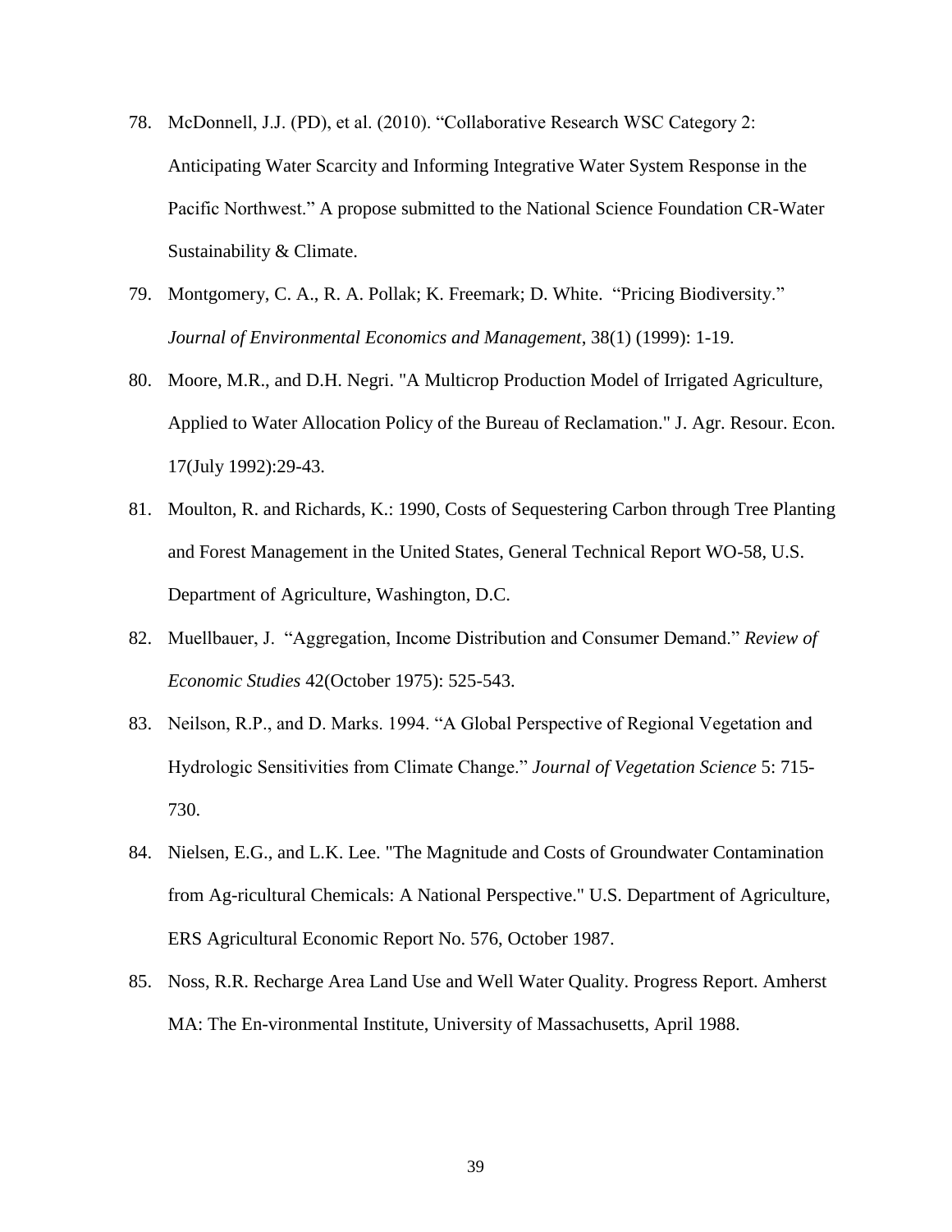78. McDonnell, J.J. (PD), et al. (2010). “Collaborative Research WSC Category 2: Anticipating Water Scarcity and Informing Integrative Water System Response in the Pacific Northwest.” A propose submitted to the National Science Foundation CR-Water Sustainability & Climate.

79. Montgomery, C. A., R. A. Pollak; K. Freemark; D. White. “Pricing Biodiversity.” *Journal of Environmental Economics and Management*, 38(1) (1999): 1-19.

80. Moore, M.R., and D.H. Negri. "A Multicrop Production Model of Irrigated Agriculture, Applied to Water Allocation Policy of the Bureau of Reclamation." J. Agr. Resour. Econ. 17(July 1992):29-43.

81. Moulton, R. and Richards, K.: 1990, Costs of Sequestering Carbon through Tree Planting and Forest Management in the United States, General Technical Report WO-58, U.S. Department of Agriculture, Washington, D.C.

82. Muellbauer, J. “Aggregation, Income Distribution and Consumer Demand.” *Review of Economic Studies* 42(October 1975): 525-543.

83. Neilson, R.P., and D. Marks. 1994. “A Global Perspective of Regional Vegetation and Hydrologic Sensitivities from Climate Change.” *Journal of Vegetation Science* 5: 715-730.

84. Nielsen, E.G., and L.K. Lee. "The Magnitude and Costs of Groundwater Contamination from Ag-ricultural Chemicals: A National Perspective." U.S. Department of Agriculture, ERS Agricultural Economic Report No. 576, October 1987.

85. Noss, R.R. Recharge Area Land Use and Well Water Quality. Progress Report. Amherst MA: The En-vironmental Institute, University of Massachusetts, April 1988.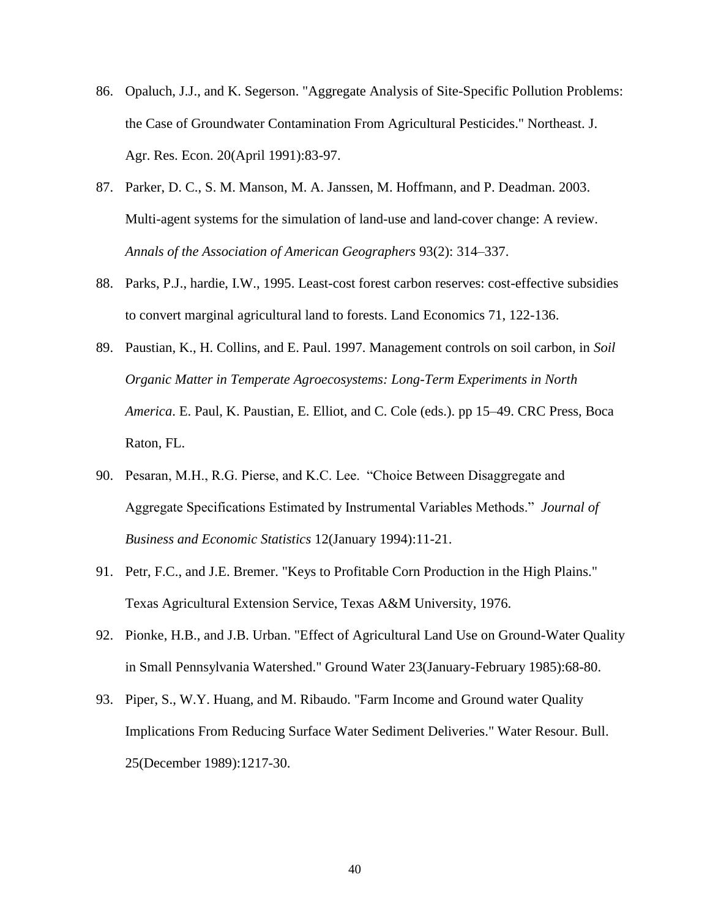86. Opaluch, J.J., and K. Segerson. "Aggregate Analysis of Site-Specific Pollution Problems: the Case of Groundwater Contamination From Agricultural Pesticides." Northeast. J. Agr. Res. Econ. 20(April 1991):83-97.

87. Parker, D. C., S. M. Manson, M. A. Janssen, M. Hoffmann, and P. Deadman. 2003. Multi-agent systems for the simulation of land-use and land-cover change: A review. *Annals of the Association of American Geographers* 93(2): 314–337.

88. Parks, P.J., hardie, I.W., 1995. Least-cost forest carbon reserves: cost-effective subsidies to convert marginal agricultural land to forests. Land Economics 71, 122-136.

89. Paustian, K., H. Collins, and E. Paul. 1997. Management controls on soil carbon, in *Soil Organic Matter in Temperate Agroecosystems: Long-Term Experiments in North America*. E. Paul, K. Paustian, E. Elliot, and C. Cole (eds.). pp 15–49. CRC Press, Boca Raton, FL.

90. Pesaran, M.H., R.G. Pierse, and K.C. Lee. "Choice Between Disaggregate and Aggregate Specifications Estimated by Instrumental Variables Methods." *Journal of Business and Economic Statistics* 12(January 1994):11-21.

91. Petr, F.C., and J.E. Bremer. "Keys to Profitable Corn Production in the High Plains." Texas Agricultural Extension Service, Texas A&M University, 1976.

92. Pionke, H.B., and J.B. Urban. "Effect of Agricultural Land Use on Ground-Water Quality in Small Pennsylvania Watershed." Ground Water 23(January-February 1985):68-80.

93. Piper, S., W.Y. Huang, and M. Ribaudo. "Farm Income and Ground water Quality Implications From Reducing Surface Water Sediment Deliveries." Water Resour. Bull. 25(December 1989):1217-30.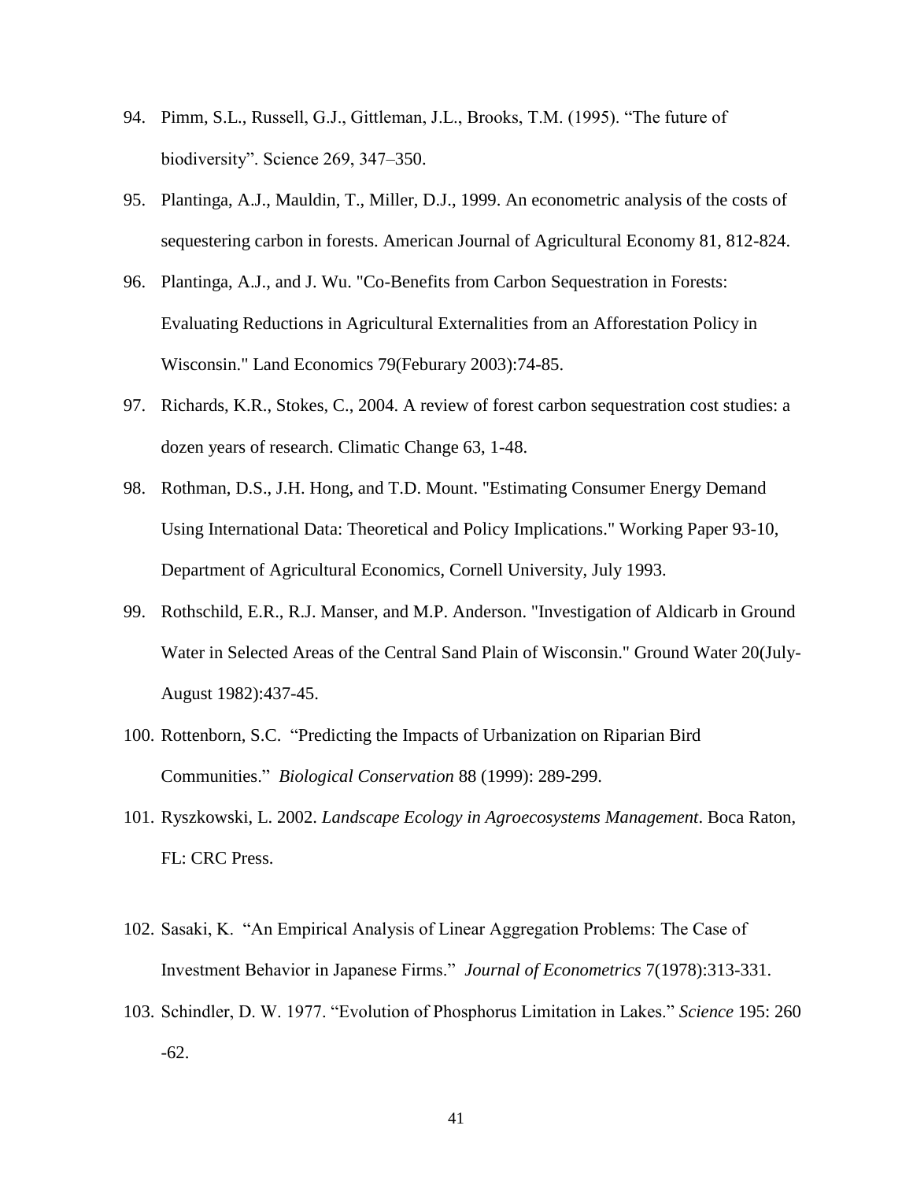94. Pimm, S.L., Russell, G.J., Gittleman, J.L., Brooks, T.M. (1995). “The future of biodiversity”. Science 269, 347–350.
95. Plantinga, A.J., Mauldin, T., Miller, D.J., 1999. An econometric analysis of the costs of sequestering carbon in forests. American Journal of Agricultural Economy 81, 812-824.
96. Plantinga, A.J., and J. Wu. "Co-Benefits from Carbon Sequestration in Forests: Evaluating Reductions in Agricultural Externalities from an Afforestation Policy in Wisconsin." Land Economics 79(Feburary 2003):74-85.
97. Richards, K.R., Stokes, C., 2004. A review of forest carbon sequestration cost studies: a dozen years of research. Climatic Change 63, 1-48.
98. Rothman, D.S., J.H. Hong, and T.D. Mount. "Estimating Consumer Energy Demand Using International Data: Theoretical and Policy Implications." Working Paper 93-10, Department of Agricultural Economics, Cornell University, July 1993.
99. Rothschild, E.R., R.J. Manser, and M.P. Anderson. "Investigation of Aldicarb in Ground Water in Selected Areas of the Central Sand Plain of Wisconsin." Ground Water 20(July-August 1982):437-45.
100. Rottenborn, S.C. “Predicting the Impacts of Urbanization on Riparian Bird Communities.” *Biological Conservation* 88 (1999): 289-299.
101. Ryszkowski, L. 2002. *Landscape Ecology in Agroecosystems Management*. Boca Raton, FL: CRC Press.
102. Sasaki, K. “An Empirical Analysis of Linear Aggregation Problems: The Case of Investment Behavior in Japanese Firms.” *Journal of Econometrics* 7(1978):313-331.
103. Schindler, D. W. 1977. “Evolution of Phosphorus Limitation in Lakes.” *Science* 195: 260 -62.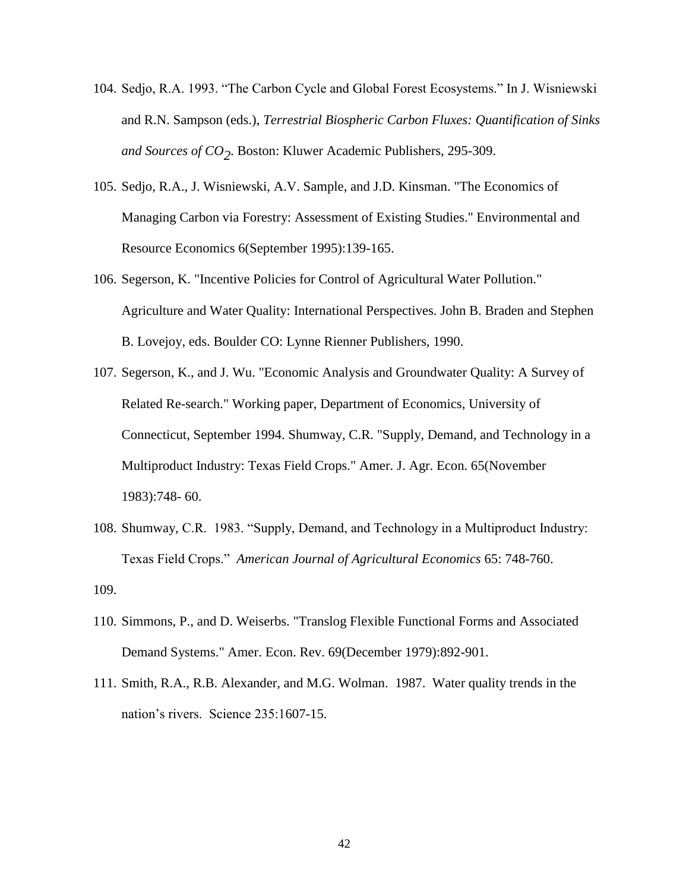104. Sedjo, R.A. 1993. "The Carbon Cycle and Global Forest Ecosystems." In J. Wisniewski and R.N. Sampson (eds.), *Terrestrial Biospheric Carbon Fluxes: Quantification of Sinks and Sources of $CO_2$*. Boston: Kluwer Academic Publishers, 295-309.

105. Sedjo, R.A., J. Wisniewski, A.V. Sample, and J.D. Kinsman. "The Economics of Managing Carbon via Forestry: Assessment of Existing Studies." Environmental and Resource Economics 6(September 1995):139-165.

106. Segerson, K. "Incentive Policies for Control of Agricultural Water Pollution." Agriculture and Water Quality: International Perspectives. John B. Braden and Stephen B. Lovejoy, eds. Boulder CO: Lynne Rienner Publishers, 1990.

107. Segerson, K., and J. Wu. "Economic Analysis and Groundwater Quality: A Survey of Related Re-search." Working paper, Department of Economics, University of Connecticut, September 1994. Shumway, C.R. "Supply, Demand, and Technology in a Multiproduct Industry: Texas Field Crops." Amer. J. Agr. Econ. 65(November 1983):748- 60.

108. Shumway, C.R. 1983. "Supply, Demand, and Technology in a Multiproduct Industry: Texas Field Crops." *American Journal of Agricultural Economics* 65: 748-760.

109. 

110. Simmons, P., and D. Weiserbs. "Translog Flexible Functional Forms and Associated Demand Systems." Amer. Econ. Rev. 69(December 1979):892-901.

111. Smith, R.A., R.B. Alexander, and M.G. Wolman. 1987. Water quality trends in the nation's rivers. Science 235:1607-15.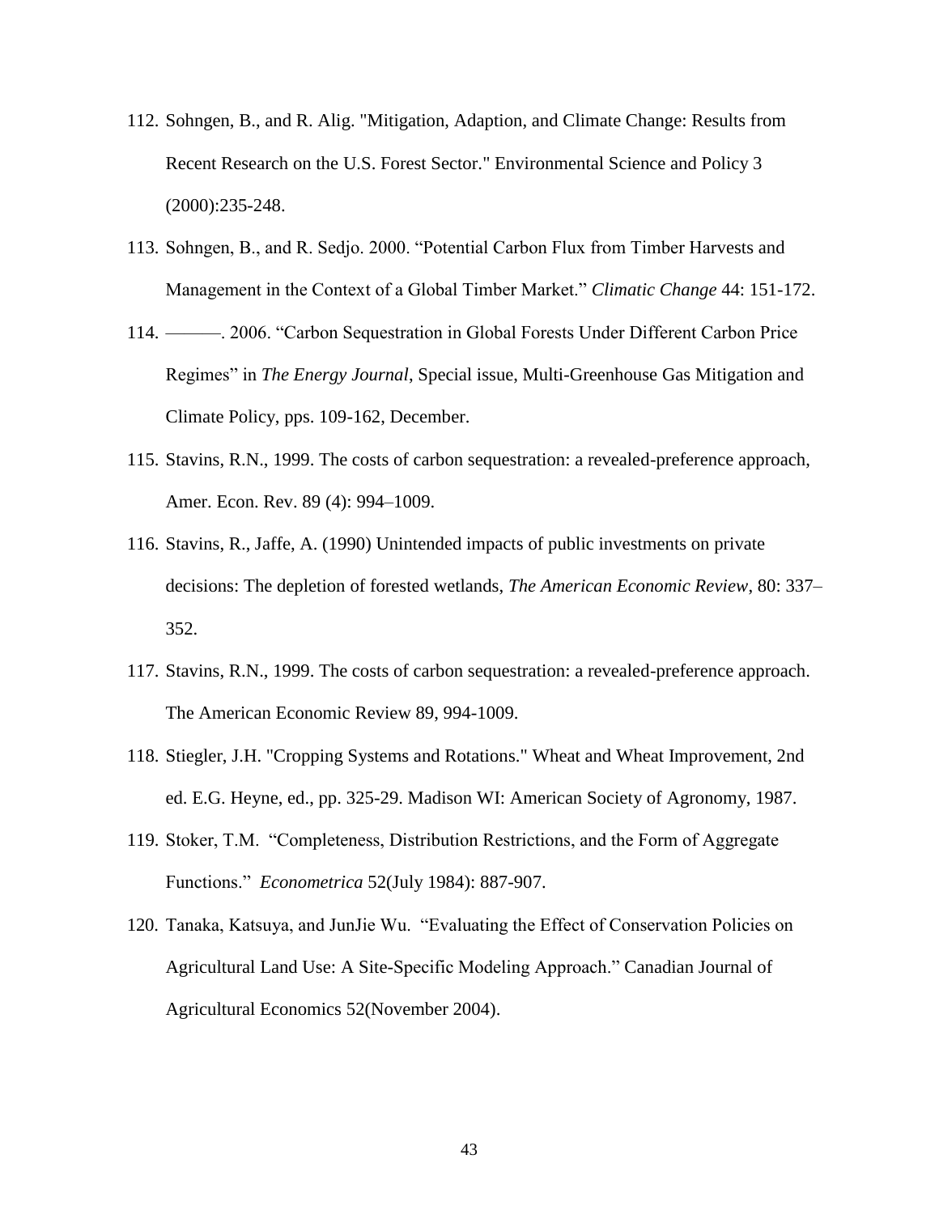112. Sohngen, B., and R. Alig. "Mitigation, Adaption, and Climate Change: Results from Recent Research on the U.S. Forest Sector." Environmental Science and Policy 3 (2000):235-248.

113. Sohngen, B., and R. Sedjo. 2000. "Potential Carbon Flux from Timber Harvests and Management in the Context of a Global Timber Market." *Climatic Change* 44: 151-172.

114. ———. 2006. "Carbon Sequestration in Global Forests Under Different Carbon Price Regimes" in *The Energy Journal*, Special issue, Multi-Greenhouse Gas Mitigation and Climate Policy, pps. 109-162, December.

115. Stavins, R.N., 1999. The costs of carbon sequestration: a revealed-preference approach, Amer. Econ. Rev. 89 (4): 994–1009.

116. Stavins, R., Jaffe, A. (1990) Unintended impacts of public investments on private decisions: The depletion of forested wetlands, *The American Economic Review*, 80: 337–352.

117. Stavins, R.N., 1999. The costs of carbon sequestration: a revealed-preference approach. The American Economic Review 89, 994-1009.

118. Stiegler, J.H. "Cropping Systems and Rotations." Wheat and Wheat Improvement, 2nd ed. E.G. Heyne, ed., pp. 325-29. Madison WI: American Society of Agronomy, 1987.

119. Stoker, T.M. "Completeness, Distribution Restrictions, and the Form of Aggregate Functions." *Econometrica* 52(July 1984): 887-907.

120. Tanaka, Katsuya, and JunJie Wu. "Evaluating the Effect of Conservation Policies on Agricultural Land Use: A Site-Specific Modeling Approach." Canadian Journal of Agricultural Economics 52(November 2004).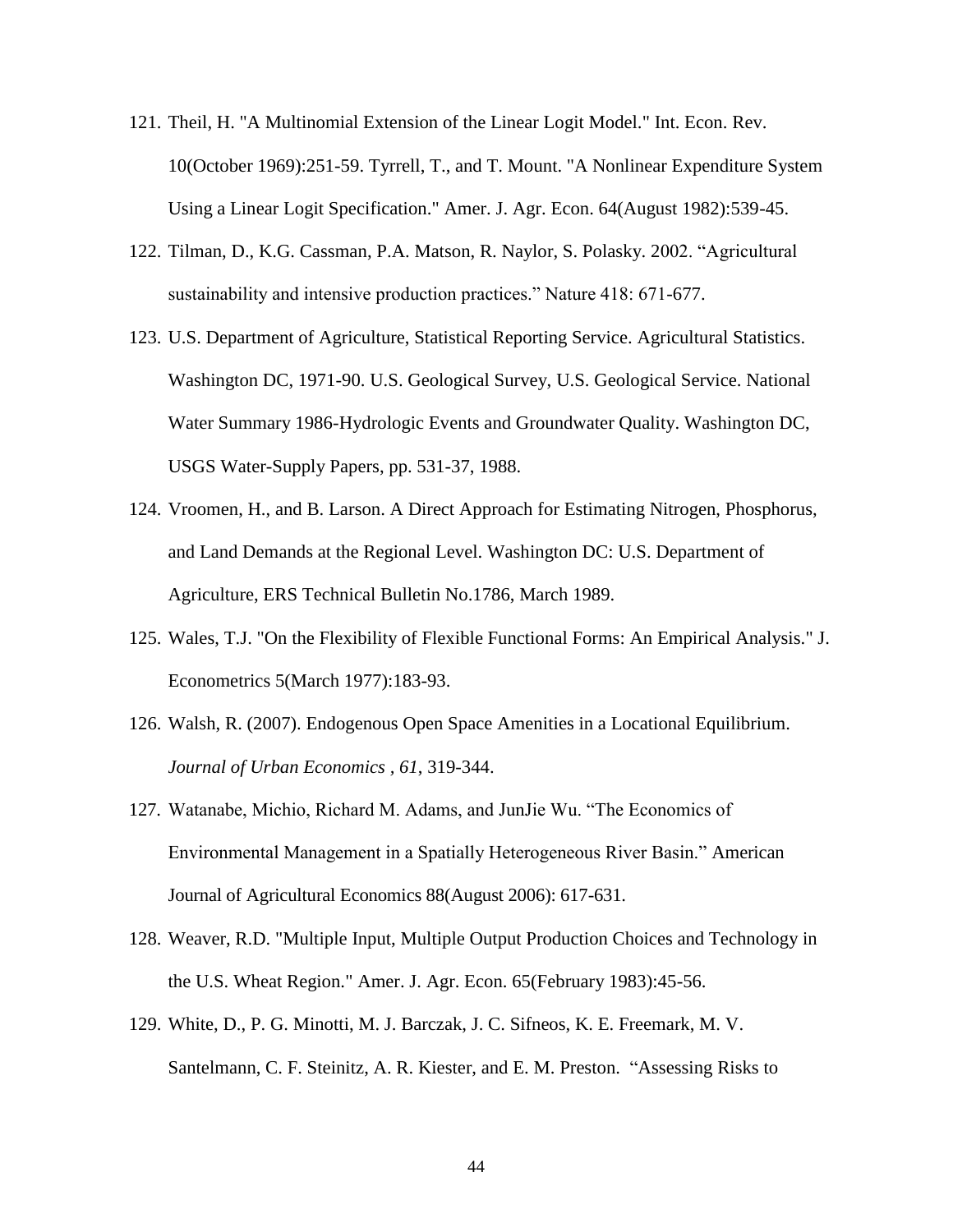121. Theil, H. "A Multinomial Extension of the Linear Logit Model." Int. Econ. Rev. 10(October 1969):251-59. Tyrrell, T., and T. Mount. "A Nonlinear Expenditure System Using a Linear Logit Specification." Amer. J. Agr. Econ. 64(August 1982):539-45.
122. Tilman, D., K.G. Cassman, P.A. Matson, R. Naylor, S. Polasky. 2002. "Agricultural sustainability and intensive production practices." Nature 418: 671-677.
123. U.S. Department of Agriculture, Statistical Reporting Service. Agricultural Statistics. Washington DC, 1971-90. U.S. Geological Survey, U.S. Geological Service. National Water Summary 1986-Hydrologic Events and Groundwater Quality. Washington DC, USGS Water-Supply Papers, pp. 531-37, 1988.
124. Vroomen, H., and B. Larson. A Direct Approach for Estimating Nitrogen, Phosphorus, and Land Demands at the Regional Level. Washington DC: U.S. Department of Agriculture, ERS Technical Bulletin No.1786, March 1989.
125. Wales, T.J. "On the Flexibility of Flexible Functional Forms: An Empirical Analysis." J. Econometrics 5(March 1977):183-93.
126. Walsh, R. (2007). Endogenous Open Space Amenities in a Locational Equilibrium. *Journal of Urban Economics , 61*, 319-344.
127. Watanabe, Michio, Richard M. Adams, and JunJie Wu. "The Economics of Environmental Management in a Spatially Heterogeneous River Basin." American Journal of Agricultural Economics 88(August 2006): 617-631.
128. Weaver, R.D. "Multiple Input, Multiple Output Production Choices and Technology in the U.S. Wheat Region." Amer. J. Agr. Econ. 65(February 1983):45-56.
129. White, D., P. G. Minotti, M. J. Barczak, J. C. Sifneos, K. E. Freemark, M. V. Santelmann, C. F. Steinitz, A. R. Kiester, and E. M. Preston. "Assessing Risks to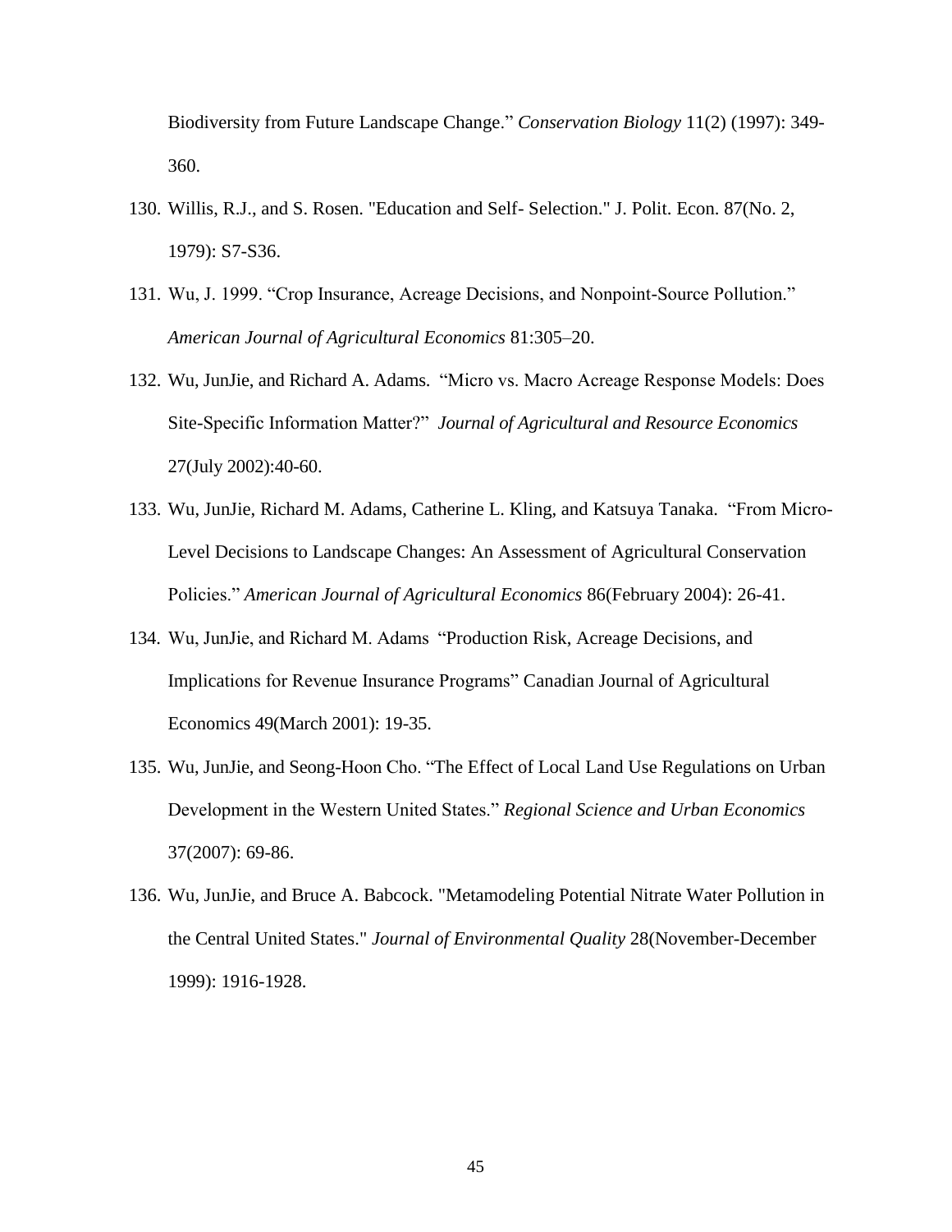Biodiversity from Future Landscape Change." *Conservation Biology* 11(2) (1997): 349-360.

130. Willis, R.J., and S. Rosen. "Education and Self- Selection." J. Polit. Econ. 87(No. 2, 1979): S7-S36.

131. Wu, J. 1999. "Crop Insurance, Acreage Decisions, and Nonpoint-Source Pollution." *American Journal of Agricultural Economics* 81:305–20.

132. Wu, JunJie, and Richard A. Adams. "Micro vs. Macro Acreage Response Models: Does Site-Specific Information Matter?" *Journal of Agricultural and Resource Economics* 27(July 2002):40-60.

133. Wu, JunJie, Richard M. Adams, Catherine L. Kling, and Katsuya Tanaka. "From Micro-Level Decisions to Landscape Changes: An Assessment of Agricultural Conservation Policies." *American Journal of Agricultural Economics* 86(February 2004): 26-41.

134. Wu, JunJie, and Richard M. Adams "Production Risk, Acreage Decisions, and Implications for Revenue Insurance Programs" Canadian Journal of Agricultural Economics 49(March 2001): 19-35.

135. Wu, JunJie, and Seong-Hoon Cho. "The Effect of Local Land Use Regulations on Urban Development in the Western United States." *Regional Science and Urban Economics* 37(2007): 69-86.

136. Wu, JunJie, and Bruce A. Babcock. "Metamodeling Potential Nitrate Water Pollution in the Central United States." *Journal of Environmental Quality* 28(November-December 1999): 1916-1928.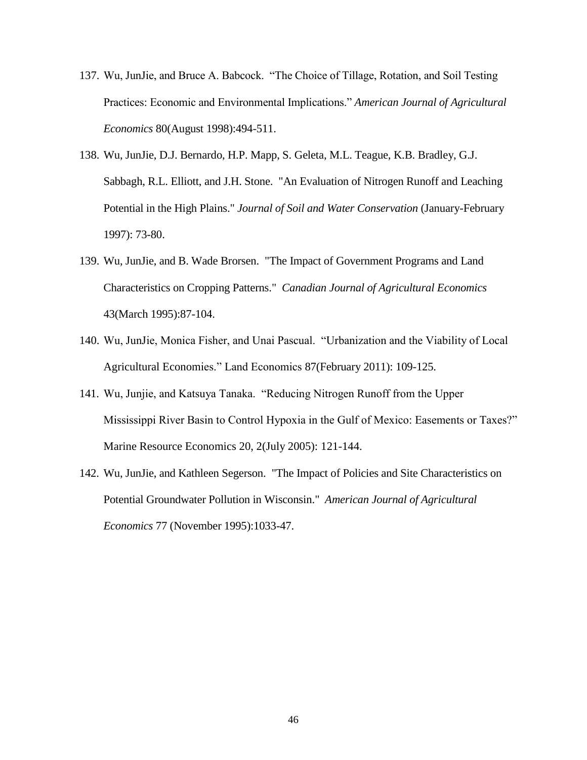137. Wu, JunJie, and Bruce A. Babcock. "The Choice of Tillage, Rotation, and Soil Testing Practices: Economic and Environmental Implications." *American Journal of Agricultural Economics* 80(August 1998):494-511.

138. Wu, JunJie, D.J. Bernardo, H.P. Mapp, S. Geleta, M.L. Teague, K.B. Bradley, G.J. Sabbagh, R.L. Elliott, and J.H. Stone. "An Evaluation of Nitrogen Runoff and Leaching Potential in the High Plains." *Journal of Soil and Water Conservation* (January-February 1997): 73-80.

139. Wu, JunJie, and B. Wade Brorsen. "The Impact of Government Programs and Land Characteristics on Cropping Patterns." *Canadian Journal of Agricultural Economics* 43(March 1995):87-104.

140. Wu, JunJie, Monica Fisher, and Unai Pascual. "Urbanization and the Viability of Local Agricultural Economies." Land Economics 87(February 2011): 109-125.

141. Wu, Junjie, and Katsuya Tanaka. "Reducing Nitrogen Runoff from the Upper Mississippi River Basin to Control Hypoxia in the Gulf of Mexico: Easements or Taxes?" Marine Resource Economics 20, 2(July 2005): 121-144.

142. Wu, JunJie, and Kathleen Segerson. "The Impact of Policies and Site Characteristics on Potential Groundwater Pollution in Wisconsin." *American Journal of Agricultural Economics* 77 (November 1995):1033-47.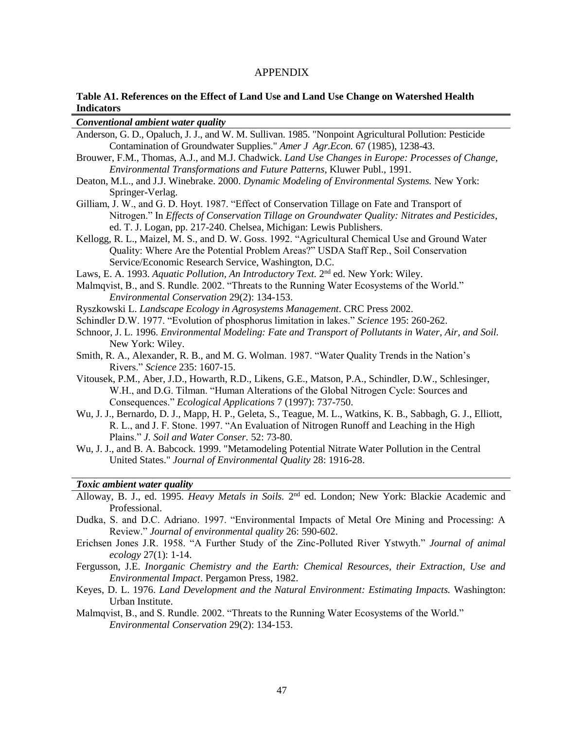# APPENDIX

**Table A1. References on the Effect of Land Use and Land Use Change on Watershed Health Indicators**

***Conventional ambient water quality***

Anderson, G. D., Opaluch, J. J., and W. M. Sullivan. 1985. "Nonpoint Agricultural Pollution: Pesticide Contamination of Groundwater Supplies." *Amer J Agr.Econ.* 67 (1985), 1238-43.

Brouwer, F.M., Thomas, A.J., and M.J. Chadwick. *Land Use Changes in Europe: Processes of Change, Environmental Transformations and Future Patterns*, Kluwer Publ., 1991.

Deaton, M.L., and J.J. Winebrake. 2000. *Dynamic Modeling of Environmental Systems.* New York: Springer-Verlag.

Gilliam, J. W., and G. D. Hoyt. 1987. "Effect of Conservation Tillage on Fate and Transport of Nitrogen." In *Effects of Conservation Tillage on Groundwater Quality: Nitrates and Pesticides*, ed. T. J. Logan, pp. 217-240. Chelsea, Michigan: Lewis Publishers.

Kellogg, R. L., Maizel, M. S., and D. W. Goss. 1992. "Agricultural Chemical Use and Ground Water Quality: Where Are the Potential Problem Areas?" USDA Staff Rep., Soil Conservation Service/Economic Research Service, Washington, D.C.

Laws, E. A. 1993. *Aquatic Pollution, An Introductory Text.* 2nd ed. New York: Wiley.

Malmqvist, B., and S. Rundle. 2002. "Threats to the Running Water Ecosystems of the World." *Environmental Conservation* 29(2): 134-153.

Ryszkowski L. *Landscape Ecology in Agrosystems Management*. CRC Press 2002.

Schindler D.W. 1977. "Evolution of phosphorus limitation in lakes." *Science* 195: 260-262.

Schnoor, J. L. 1996. *Environmental Modeling: Fate and Transport of Pollutants in Water, Air, and Soil.* New York: Wiley.

Smith, R. A., Alexander, R. B., and M. G. Wolman. 1987. "Water Quality Trends in the Nation's Rivers." *Science* 235: 1607-15.

Vitousek, P.M., Aber, J.D., Howarth, R.D., Likens, G.E., Matson, P.A., Schindler, D.W., Schlesinger, W.H., and D.G. Tilman. "Human Alterations of the Global Nitrogen Cycle: Sources and Consequences." *Ecological Applications* 7 (1997): 737-750.

Wu, J. J., Bernardo, D. J., Mapp, H. P., Geleta, S., Teague, M. L., Watkins, K. B., Sabbagh, G. J., Elliott, R. L., and J. F. Stone. 1997. "An Evaluation of Nitrogen Runoff and Leaching in the High Plains." *J. Soil and Water Conser.* 52: 73-80.

Wu, J. J., and B. A. Babcock. 1999. "Metamodeling Potential Nitrate Water Pollution in the Central United States." *Journal of Environmental Quality* 28: 1916-28.

***Toxic ambient water quality***

Alloway, B. J., ed. 1995. *Heavy Metals in Soils.* 2nd ed. London; New York: Blackie Academic and Professional.

Dudka, S. and D.C. Adriano. 1997. "Environmental Impacts of Metal Ore Mining and Processing: A Review." *Journal of environmental quality* 26: 590-602.

Erichsen Jones J.R. 1958. "A Further Study of the Zinc-Polluted River Ystwyth." *Journal of animal ecology* 27(1): 1-14.

Fergusson, J.E. *Inorganic Chemistry and the Earth: Chemical Resources, their Extraction, Use and Environmental Impact*. Pergamon Press, 1982.

Keyes, D. L. 1976. *Land Development and the Natural Environment: Estimating Impacts.* Washington: Urban Institute.

Malmqvist, B., and S. Rundle. 2002. "Threats to the Running Water Ecosystems of the World." *Environmental Conservation* 29(2): 134-153.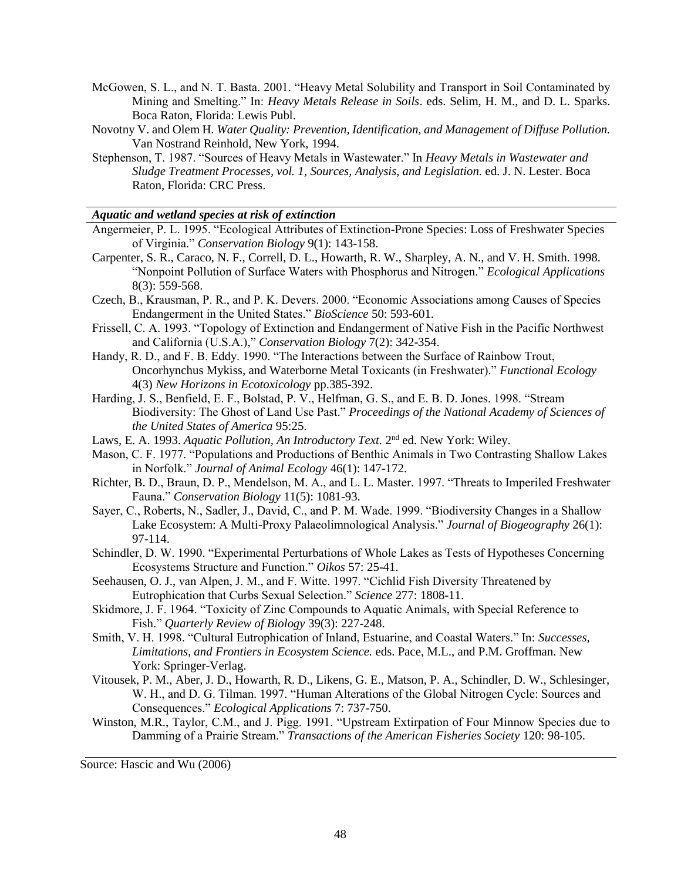McGowen, S. L., and N. T. Basta. 2001. "Heavy Metal Solubility and Transport in Soil Contaminated by Mining and Smelting." In: *Heavy Metals Release in Soils*. eds. Selim, H. M., and D. L. Sparks. Boca Raton, Florida: Lewis Publ.

Novotny V. and Olem H. *Water Quality: Prevention, Identification, and Management of Diffuse Pollution.* Van Nostrand Reinhold, New York, 1994.

Stephenson, T. 1987. "Sources of Heavy Metals in Wastewater." In *Heavy Metals in Wastewater and Sludge Treatment Processes, vol. 1, Sources, Analysis, and Legislation.* ed. J. N. Lester. Boca Raton, Florida: CRC Press.

***Aquatic and wetland species at risk of extinction***

Angermeier, P. L. 1995. "Ecological Attributes of Extinction-Prone Species: Loss of Freshwater Species of Virginia." *Conservation Biology* 9(1): 143-158.

Carpenter, S. R., Caraco, N. F., Correll, D. L., Howarth, R. W., Sharpley, A. N., and V. H. Smith. 1998. "Nonpoint Pollution of Surface Waters with Phosphorus and Nitrogen." *Ecological Applications* 8(3): 559-568.

Czech, B., Krausman, P. R., and P. K. Devers. 2000. "Economic Associations among Causes of Species Endangerment in the United States." *BioScience* 50: 593-601.

Frissell, C. A. 1993. "Topology of Extinction and Endangerment of Native Fish in the Pacific Northwest and California (U.S.A.)," *Conservation Biology* 7(2): 342-354.

Handy, R. D., and F. B. Eddy. 1990. "The Interactions between the Surface of Rainbow Trout, Oncorhynchus Mykiss, and Waterborne Metal Toxicants (in Freshwater)." *Functional Ecology* 4(3) *New Horizons in Ecotoxicology* pp.385-392.

Harding, J. S., Benfield, E. F., Bolstad, P. V., Helfman, G. S., and E. B. D. Jones. 1998. "Stream Biodiversity: The Ghost of Land Use Past." *Proceedings of the National Academy of Sciences of the United States of America* 95:25.

Laws, E. A. 1993. *Aquatic Pollution, An Introductory Text.* 2nd ed. New York: Wiley.

Mason, C. F. 1977. "Populations and Productions of Benthic Animals in Two Contrasting Shallow Lakes in Norfolk." *Journal of Animal Ecology* 46(1): 147-172.

Richter, B. D., Braun, D. P., Mendelson, M. A., and L. L. Master. 1997. "Threats to Imperiled Freshwater Fauna." *Conservation Biology* 11(5): 1081-93.

Sayer, C., Roberts, N., Sadler, J., David, C., and P. M. Wade. 1999. "Biodiversity Changes in a Shallow Lake Ecosystem: A Multi-Proxy Palaeolimnological Analysis." *Journal of Biogeography* 26(1): 97-114.

Schindler, D. W. 1990. "Experimental Perturbations of Whole Lakes as Tests of Hypotheses Concerning Ecosystems Structure and Function." *Oikos* 57: 25-41.

Seehausen, O. J., van Alpen, J. M., and F. Witte. 1997. "Cichlid Fish Diversity Threatened by Eutrophication that Curbs Sexual Selection." *Science* 277: 1808-11.

Skidmore, J. F. 1964. "Toxicity of Zinc Compounds to Aquatic Animals, with Special Reference to Fish." *Quarterly Review of Biology* 39(3): 227-248.

Smith, V. H. 1998. "Cultural Eutrophication of Inland, Estuarine, and Coastal Waters." In: *Successes, Limitations, and Frontiers in Ecosystem Science.* eds. Pace, M.L., and P.M. Groffman. New York: Springer-Verlag.

Vitousek, P. M., Aber, J. D., Howarth, R. D., Likens, G. E., Matson, P. A., Schindler, D. W., Schlesinger, W. H., and D. G. Tilman. 1997. "Human Alterations of the Global Nitrogen Cycle: Sources and Consequences." *Ecological Applications* 7: 737-750.

Winston, M.R., Taylor, C.M., and J. Pigg. 1991. "Upstream Extirpation of Four Minnow Species due to Damming of a Prairie Stream." *Transactions of the American Fisheries Society* 120: 98-105.

Source: Hascic and Wu (2006)